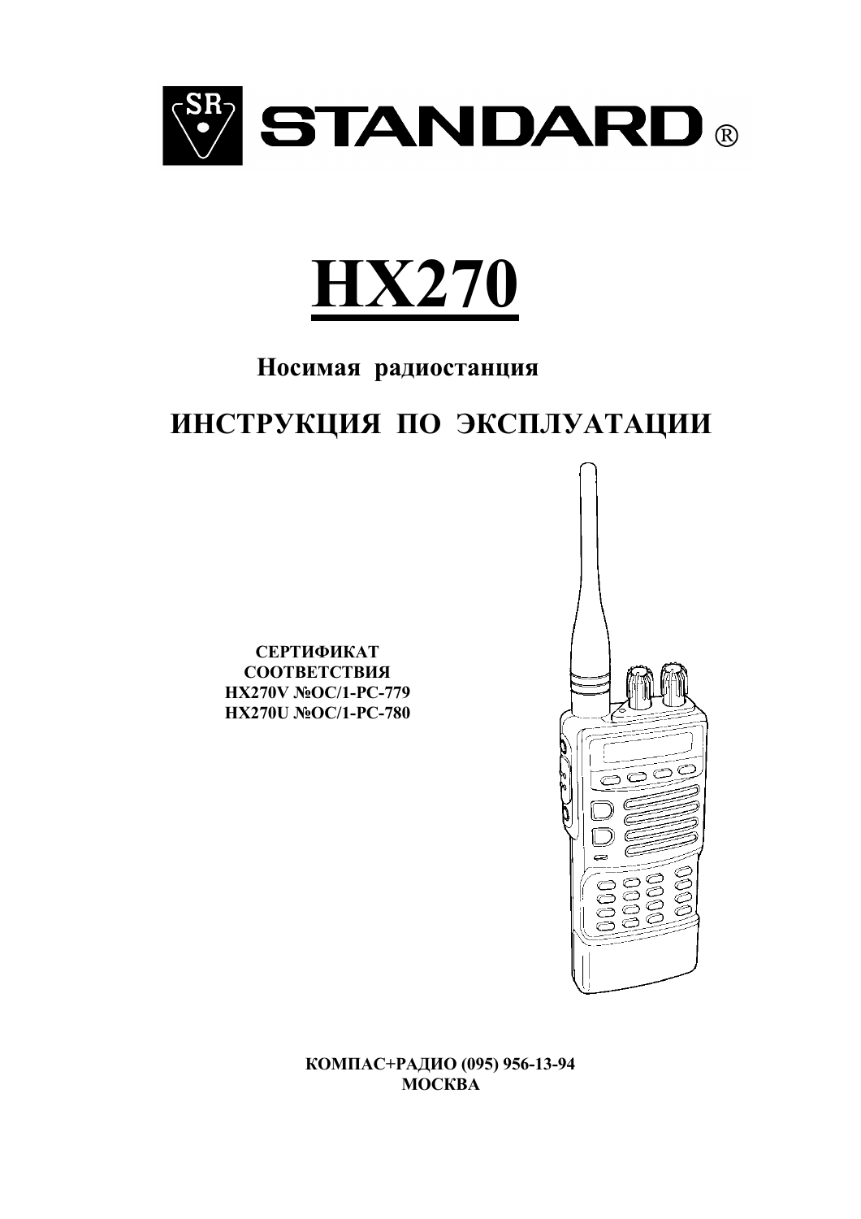STANDARD®

# HX270

**Носимая радиостанция**

## ИНСТРУКЦИЯ ПО ЭКСПЛУАТАЦИИ

**СЕРТИФИКАТ
СООТВЕТСТВИЯ
HX270V №ОС/1-РС-779
HX270U №ОС/1-РС-780**

**КОМПАС+РАДИО (095) 956-13-94
МОСКВА**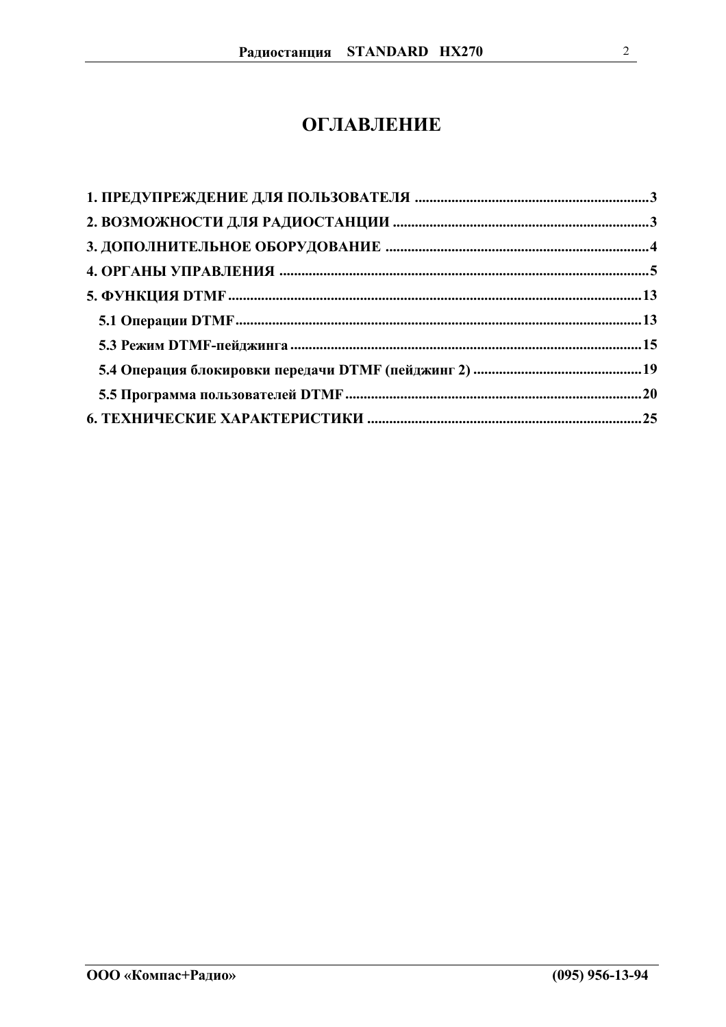# ОГЛАВЛЕНИЕ

1. ПРЕДУПРЕЖДЕНИЕ ДЛЯ ПОЛЬЗОВАТЕЛЯ ....................................................................3
2. ВОЗМОЖНОСТИ ДЛЯ РАДИОСТАНЦИИ ....................................................................3
3. ДОПОЛНИТЕЛЬНОЕ ОБОРУДОВАНИЕ ....................................................................4
4. ОРГАНЫ УПРАВЛЕНИЯ ....................................................................5
5. ФУНКЦИЯ DTMF....................................................................13
   - 5.1 Операции DTMF....................................................................13
   - 5.3 Режим DTMF-пейджинга....................................................................15
   - 5.4 Операция блокировки передачи DTMF (пейджинг 2) ....................................................................19
   - 5.5 Программа пользователей DTMF....................................................................20
6. ТЕХНИЧЕСКИЕ ХАРАКТЕРИСТИКИ ....................................................................25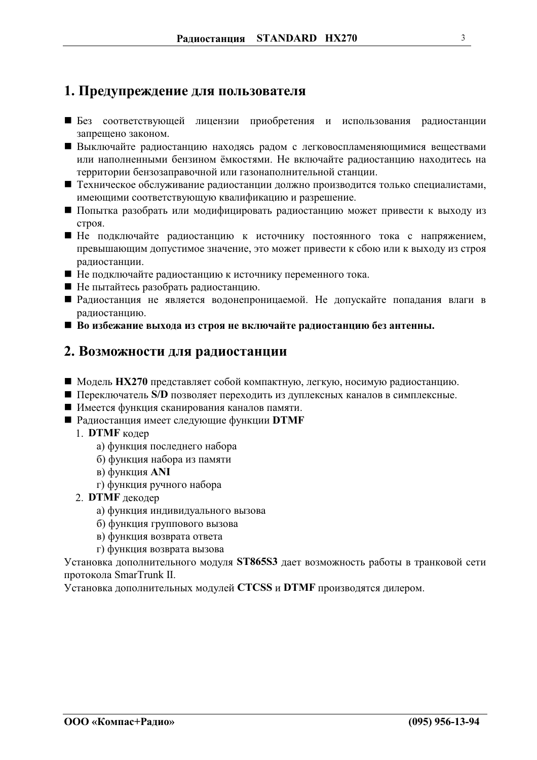## 1. Предупреждение для пользователя

- Без соответствующей лицензии приобретения и использования радиостанции запрещено законом.
- Выключайте радиостанцию находясь радом с легковоспламеняющимися веществами или наполненными бензином ёмкостями. Не включайте радиостанцию находитесь на территории бензозаправочной или газонаполнительной станции.
- Техническое обслуживание радиостанции должно производится только специалистами, имеющими соответствующую квалификацию и разрешение.
- Попытка разобрать или модифицировать радиостанцию может привести к выходу из строя.
- Не подключайте радиостанцию к источнику постоянного тока с напряжением, превышающим допустимое значение, это может привести к сбою или к выходу из строя радиостанции.
- Не подключайте радиостанцию к источнику переменного тока.
- Не пытайтесь разобрать радиостанцию.
- Радиостанция не является водонепроницаемой. Не допускайте попадания влаги в радиостанцию.
- **Во избежание выхода из строя не включайте радиостанцию без антенны.**

## 2. Возможности для радиостанции

- Модель **HX270** представляет собой компактную, легкую, носимую радиостанцию.
- Переключатель **S/D** позволяет переходить из дуплексных каналов в симплексные.
- Имеется функция сканирования каналов памяти.
- Радиостанция имеет следующие функции **DTMF**
  1. **DTMF** кодер
     - а) функция последнего набора
     - б) функция набора из памяти
     - в) функция **ANI**
     - г) функция ручного набора
  2. **DTMF** декодер
     - а) функция индивидуального вызова
     - б) функция группового вызова
     - в) функция возврата ответа
     - г) функция возврата вызова

Установка дополнительного модуля **ST865S3** дает возможность работы в транковой сети протокола SmarTrunk II.

Установка дополнительных модулей **CTCSS** и **DTMF** производятся дилером.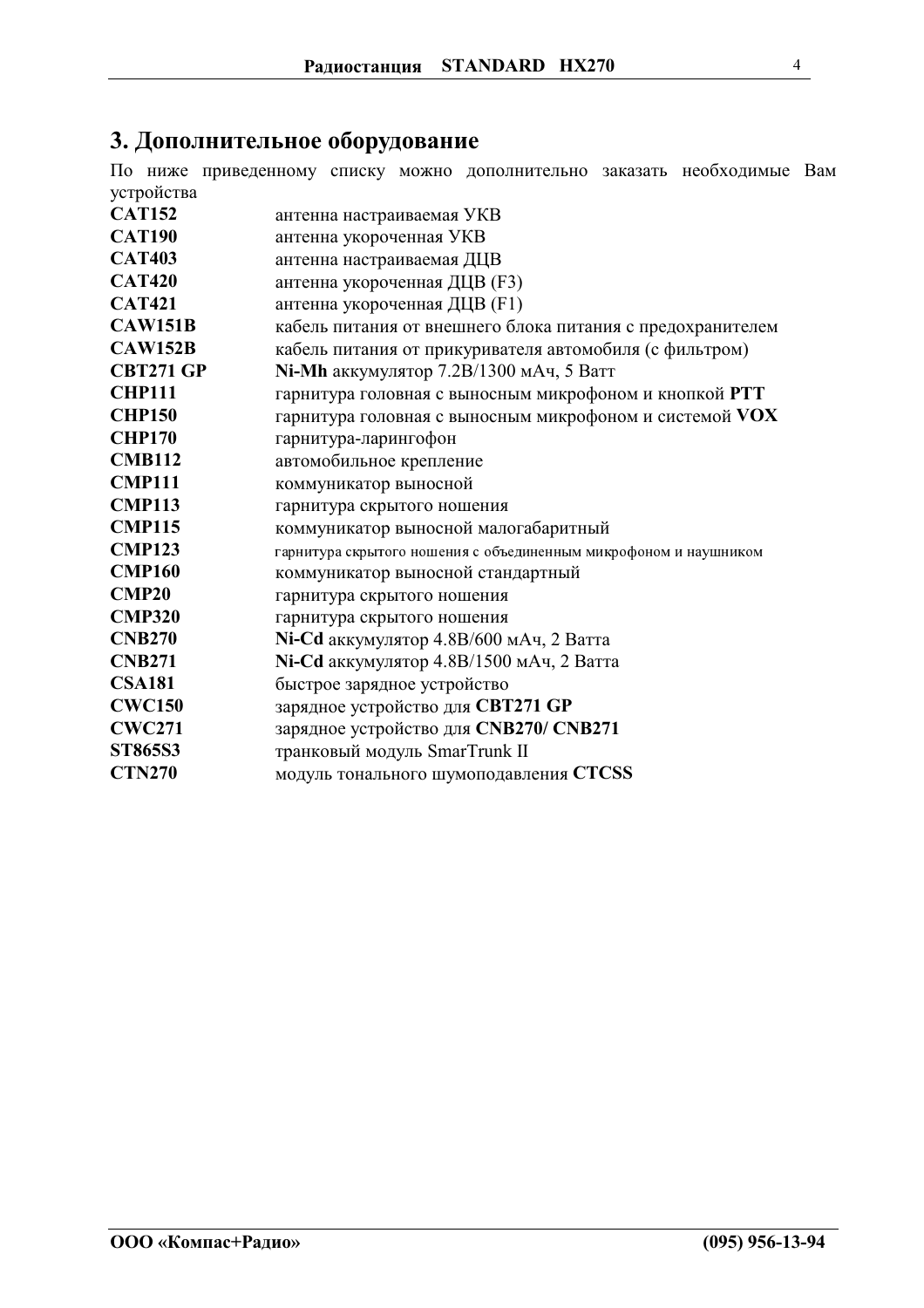## 3. Дополнительное оборудование

По ниже приведенному списку можно дополнительно заказать необходимые Вам устройства

| | |
|---|---|
| **CAT152** | антенна настраиваемая УКВ |
| **CAT190** | антенна укороченная УКВ |
| **CAT403** | антенна настраиваемая ДЦВ |
| **CAT420** | антенна укороченная ДЦВ (F3) |
| **CAT421** | антенна укороченная ДЦВ (F1) |
| **CAW151B** | кабель питания от внешнего блока питания с предохранителем |
| **CAW152B** | кабель питания от прикуривателя автомобиля (с фильтром) |
| **CBT271 GP** | **Ni-Mh** аккумулятор 7.2В/1300 мАч, 5 Ватт |
| **CHP111** | гарнитура головная с выносным микрофоном и кнопкой **PTT** |
| **CHP150** | гарнитура головная с выносным микрофоном и системой **VOX** |
| **CHP170** | гарнитура-ларингофон |
| **CMB112** | автомобильное крепление |
| **CMP111** | коммуникатор выносной |
| **CMP113** | гарнитура скрытого ношения |
| **CMP115** | коммуникатор выносной малогабаритный |
| **CMP123** | гарнитура скрытого ношения с объединенным микрофоном и наушником |
| **CMP160** | коммуникатор выносной стандартный |
| **CMP20** | гарнитура скрытого ношения |
| **CMP320** | гарнитура скрытого ношения |
| **CNB270** | **Ni-Cd** аккумулятор 4.8В/600 мАч, 2 Ватта |
| **CNB271** | **Ni-Cd** аккумулятор 4.8В/1500 мАч, 2 Ватта |
| **CSA181** | быстрое зарядное устройство |
| **CWC150** | зарядное устройство для **CBT271 GP** |
| **CWC271** | зарядное устройство для **CNB270/ CNB271** |
| **ST865S3** | транковый модуль SmarTrunk II |
| **CTN270** | модуль тонального шумоподавления **CTCSS** |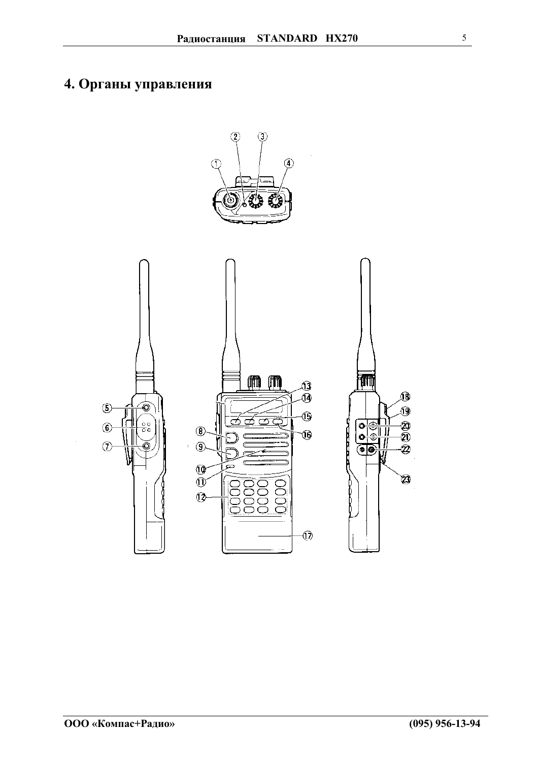# 4. Органы управления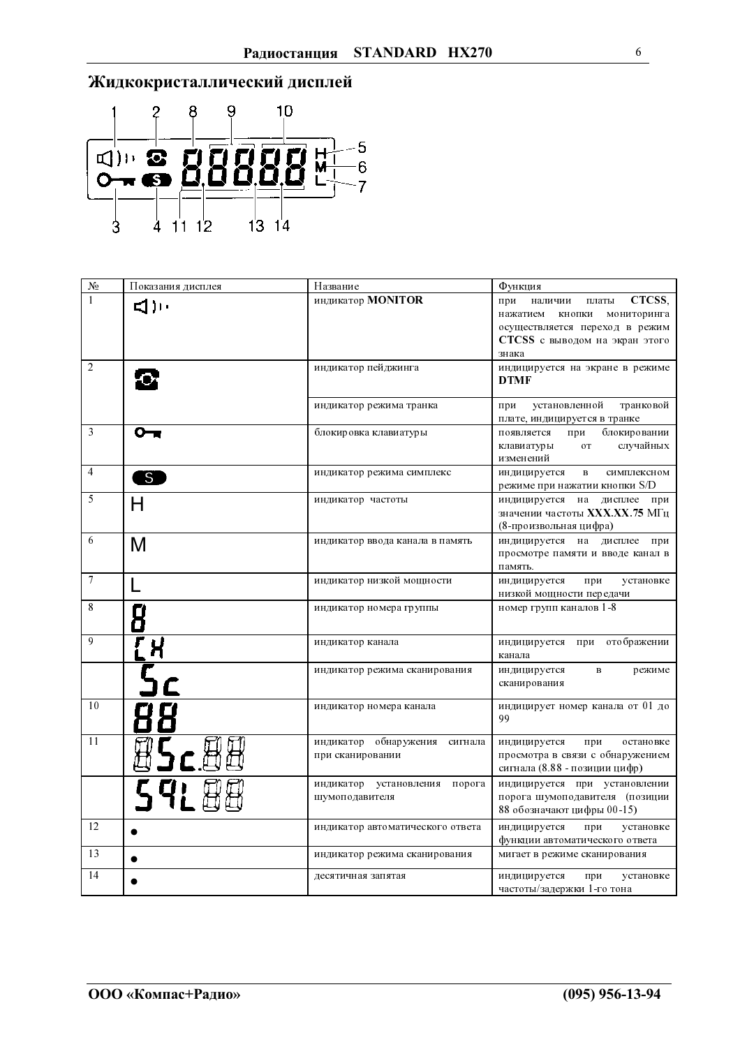## Жидкокристаллический дисплей

| № | Показания дисплея | Название | Функция |
|---|---|---|---|
| 1 | | индикатор **MONITOR** | при наличии платы **CTCSS**, нажатием кнопки мониторинга осуществляется переход в режим **CTCSS** с выводом на экран этого знака |
| 2 | | индикатор пейджинга | индицируется на экране в режиме **DTMF** |
| | | индикатор режима транка | при установленной транковой плате, индицируется в транке |
| 3 | | блокировка клавиатуры | появляется при блокировании клавиатуры от случайных изменений |
| 4 | S | индикатор режима симплекс | индицируется в симплексном режиме при нажатии кнопки S/D |
| 5 | H | индикатор частоты | индицируется на дисплее при значении частоты **XXX.XX.75** МГц (8-произвольная цифра) |
| 6 | M | индикатор ввода канала в память | индицируется на дисплее при просмотре памяти и вводе канал в память. |
| 7 | L | индикатор низкой мощности | индицируется при установке низкой мощности передачи |
| 8 | 8 | индикатор номера группы | номер групп каналов 1-8 |
| 9 | CH | индикатор канала | индицируется при отображении канала |
| | Sc | индикатор режима сканирования | индицируется в режиме сканирования |
| 10 | 88 | индикатор номера канала | индицирует номер канала от 01 до 99 |
| 11 | 8Sc.88 | индикатор обнаружения сигнала при сканировании | индицируется при остановке просмотра в связи с обнаружением сигнала (8.88 - позиции цифр) |
| | SQL88 | индикатор установления порога шумоподавителя | индицируется при установлении порога шумоподавителя (позиции 88 обозначают цифры 00-15) |
| 12 | • | индикатор автоматического ответа | индицируется при установке функции автоматического ответа |
| 13 | • | индикатор режима сканирования | мигает в режиме сканирования |
| 14 | • | десятичная запятая | индицируется при установке частоты/задержки 1-го тона |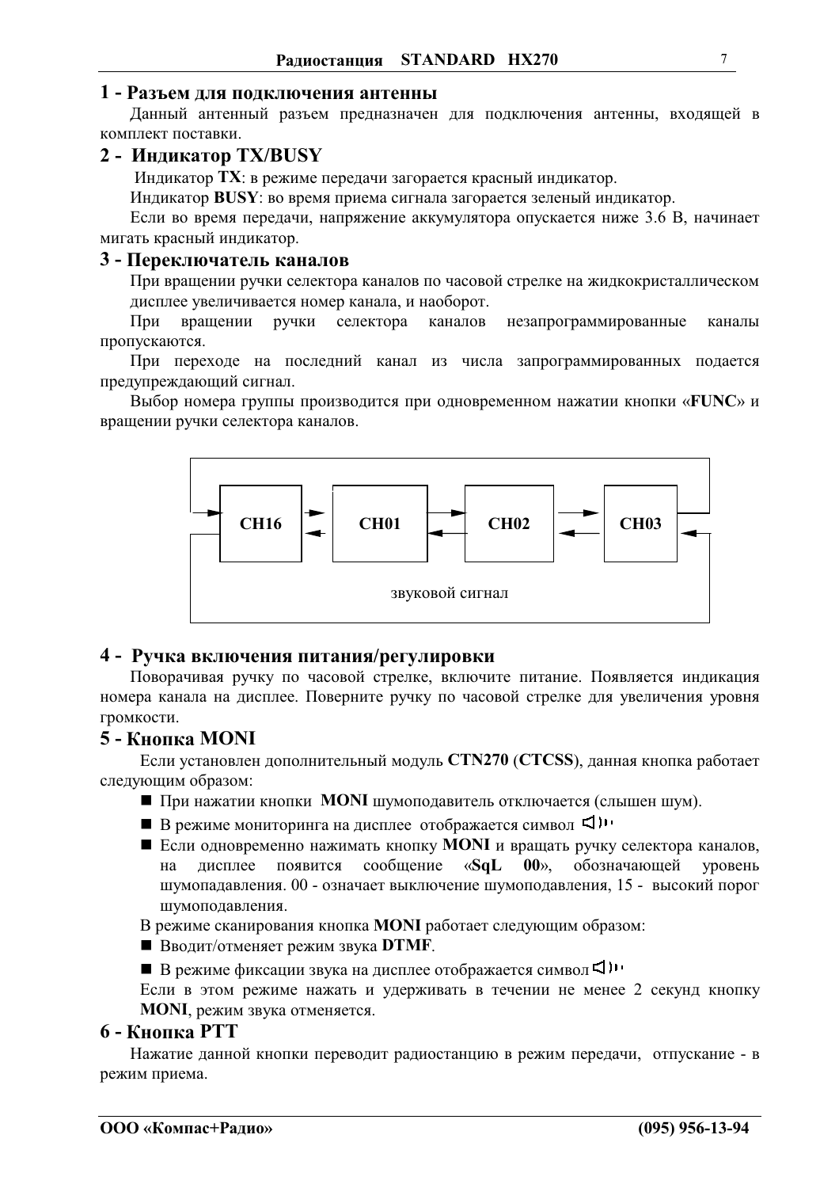## 1 - Разъем для подключения антенны

Данный антенный разъем предназначен для подключения антенны, входящей в комплект поставки.

## 2 - Индикатор TX/BUSY

Индикатор **TX**: в режиме передачи загорается красный индикатор.

Индикатор **BUSY**: во время приема сигнала загорается зеленый индикатор.

Если во время передачи, напряжение аккумулятора опускается ниже 3.6 В, начинает мигать красный индикатор.

## 3 - Переключатель каналов

При вращении ручки селектора каналов по часовой стрелке на жидкокристаллическом дисплее увеличивается номер канала, и наоборот.

При вращении ручки селектора каналов незапрограммированные каналы пропускаются.

При переходе на последний канал из числа запрограммированных подается предупреждающий сигнал.

Выбор номера группы производится при одновременном нажатии кнопки «**FUNC**» и вращении ручки селектора каналов.

CH16 ⇄ CH01 ⇄ CH02 ⇄ CH03

звуковой сигнал

## 4 - Ручка включения питания/регулировки

Поворачивая ручку по часовой стрелке, включите питание. Появляется индикация номера канала на дисплее. Поверните ручку по часовой стрелке для увеличения уровня громкости.

## 5 - Кнопка MONI

Если установлен дополнительный модуль **CTN270** (**CTCSS**), данная кнопка работает следующим образом:

- При нажатии кнопки **MONI** шумоподавитель отключается (слышен шум).
- В режиме мониторинга на дисплее отображается символ ◁))
- Если одновременно нажимать кнопку **MONI** и вращать ручку селектора каналов, на дисплее появится сообщение «**SqL 00**», обозначающей уровень шумопадавления. 00 - означает выключение шумоподавления, 15 - высокий порог шумоподавления.

В режиме сканирования кнопка **MONI** работает следующим образом:

- Вводит/отменяет режим звука **DTMF**.
- В режиме фиксации звука на дисплее отображается символ ◁))

Если в этом режиме нажать и удерживать в течении не менее 2 секунд кнопку **MONI**, режим звука отменяется.

## 6 - Кнопка PTT

Нажатие данной кнопки переводит радиостанцию в режим передачи, отпускание - в режим приема.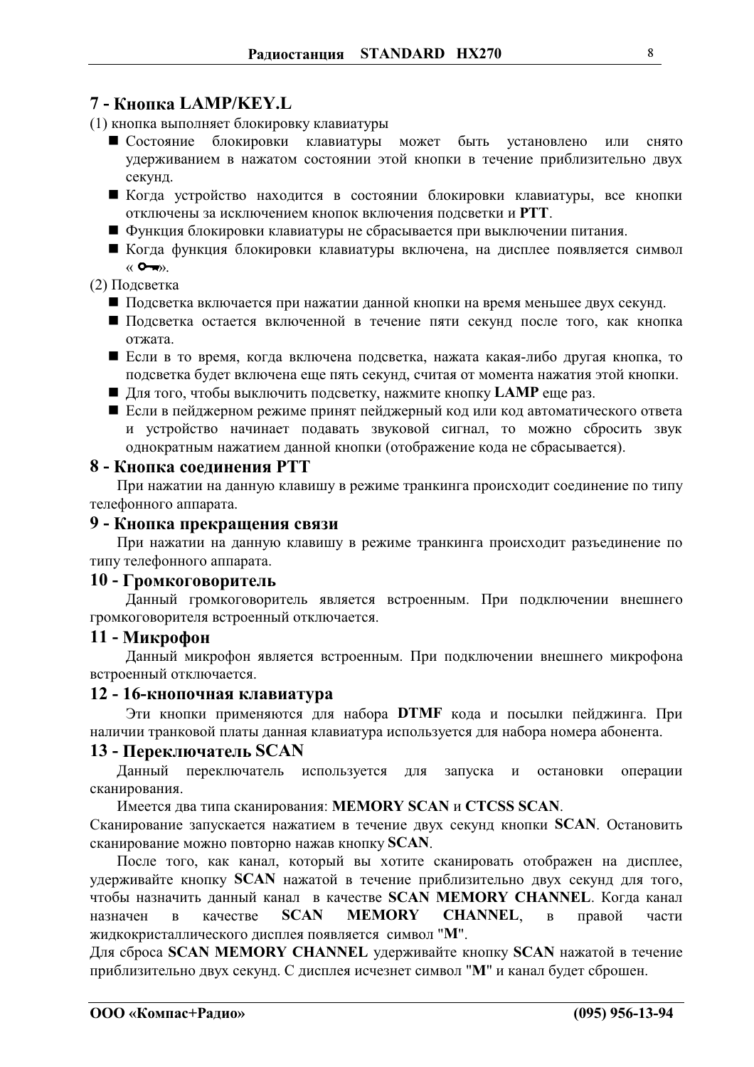## 7 - Кнопка LAMP/KEY.L

(1) кнопка выполняет блокировку клавиатуры

- Состояние блокировки клавиатуры может быть установлено или снято удерживанием в нажатом состоянии этой кнопки в течение приблизительно двух секунд.
- Когда устройство находится в состоянии блокировки клавиатуры, все кнопки отключены за исключением кнопок включения подсветки и **PTT**.
- Функция блокировки клавиатуры не сбрасывается при выключении питания.
- Когда функция блокировки клавиатуры включена, на дисплее появляется символ « O⊸ ».

(2) Подсветка

- Подсветка включается при нажатии данной кнопки на время меньшее двух секунд.
- Подсветка остается включенной в течение пяти секунд после того, как кнопка отжата.
- Если в то время, когда включена подсветка, нажата какая-либо другая кнопка, то подсветка будет включена еще пять секунд, считая от момента нажатия этой кнопки.
- Для того, чтобы выключить подсветку, нажмите кнопку **LAMP** еще раз.
- Если в пейджерном режиме принят пейджерный код или код автоматического ответа и устройство начинает подавать звуковой сигнал, то можно сбросить звук однократным нажатием данной кнопки (отображение кода не сбрасывается).

## 8 - Кнопка соединения PTT

При нажатии на данную клавишу в режиме транкинга происходит соединение по типу телефонного аппарата.

## 9 - Кнопка прекращения связи

При нажатии на данную клавишу в режиме транкинга происходит разъединение по типу телефонного аппарата.

## 10 - Громкоговоритель

Данный громкоговоритель является встроенным. При подключении внешнего громкоговорителя встроенный отключается.

## 11 - Микрофон

Данный микрофон является встроенным. При подключении внешнего микрофона встроенный отключается.

## 12 - 16-кнопочная клавиатура

Эти кнопки применяются для набора **DTMF** кода и посылки пейджинга. При наличии транковой платы данная клавиатура используется для набора номера абонента.

## 13 - Переключатель SCAN

Данный переключатель используется для запуска и остановки операции сканирования.

Имеется два типа сканирования: **MEMORY SCAN** и **CTCSS SCAN**.

Сканирование запускается нажатием в течение двух секунд кнопки **SCAN**. Остановить сканирование можно повторно нажав кнопку **SCAN**.

После того, как канал, который вы хотите сканировать отображен на дисплее, удерживайте кнопку **SCAN** нажатой в течение приблизительно двух секунд для того, чтобы назначить данный канал в качестве **SCAN MEMORY CHANNEL**. Когда канал назначен в качестве **SCAN MEMORY CHANNEL**, в правой части жидкокристаллического дисплея появляется символ "**M**".

Для сброса **SCAN MEMORY CHANNEL** удерживайте кнопку **SCAN** нажатой в течение приблизительно двух секунд. С дисплея исчезнет символ "**M**" и канал будет сброшен.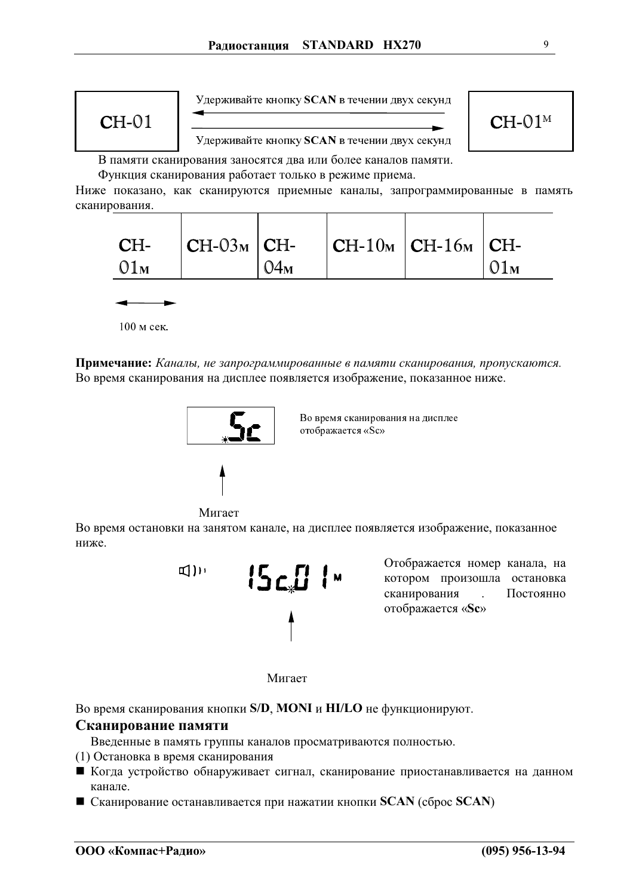CH-01 ⟷ CH-01$^{M}$

Удерживайте кнопку **SCAN** в течении двух секунд

Удерживайте кнопку **SCAN** в течении двух секунд

В памяти сканирования заносятся два или более каналов памяти.

Функция сканирования работает только в режиме приема.

Ниже показано, как сканируются приемные каналы, запрограммированные в память сканирования.

| CH-01м | CH-03м | CH-04м | CH-10м | CH-16м | CH-01м |
|---|---|---|---|---|---|

100 м сек.

**Примечание:** *Каналы, не запрограммированные в памяти сканирования, пропускаются.*
Во время сканирования на дисплее появляется изображение, показанное ниже.

Sc

Во время сканирования на дисплее отображается «Sc»

Мигает

Во время остановки на занятом канале, на дисплее появляется изображение, показанное ниже.

15c01м

Отображается номер канала, на котором произошла остановка сканирования . Постоянно отображается «**Sc**»

Мигает

Во время сканирования кнопки **S/D**, **MONI** и **HI/LO** не функционируют.

## Сканирование памяти

Введенные в память группы каналов просматриваются полностью.

(1) Остановка в время сканирования

- Когда устройство обнаруживает сигнал, сканирование приостанавливается на данном канале.
- Сканирование останавливается при нажатии кнопки **SCAN** (сброс **SCAN**)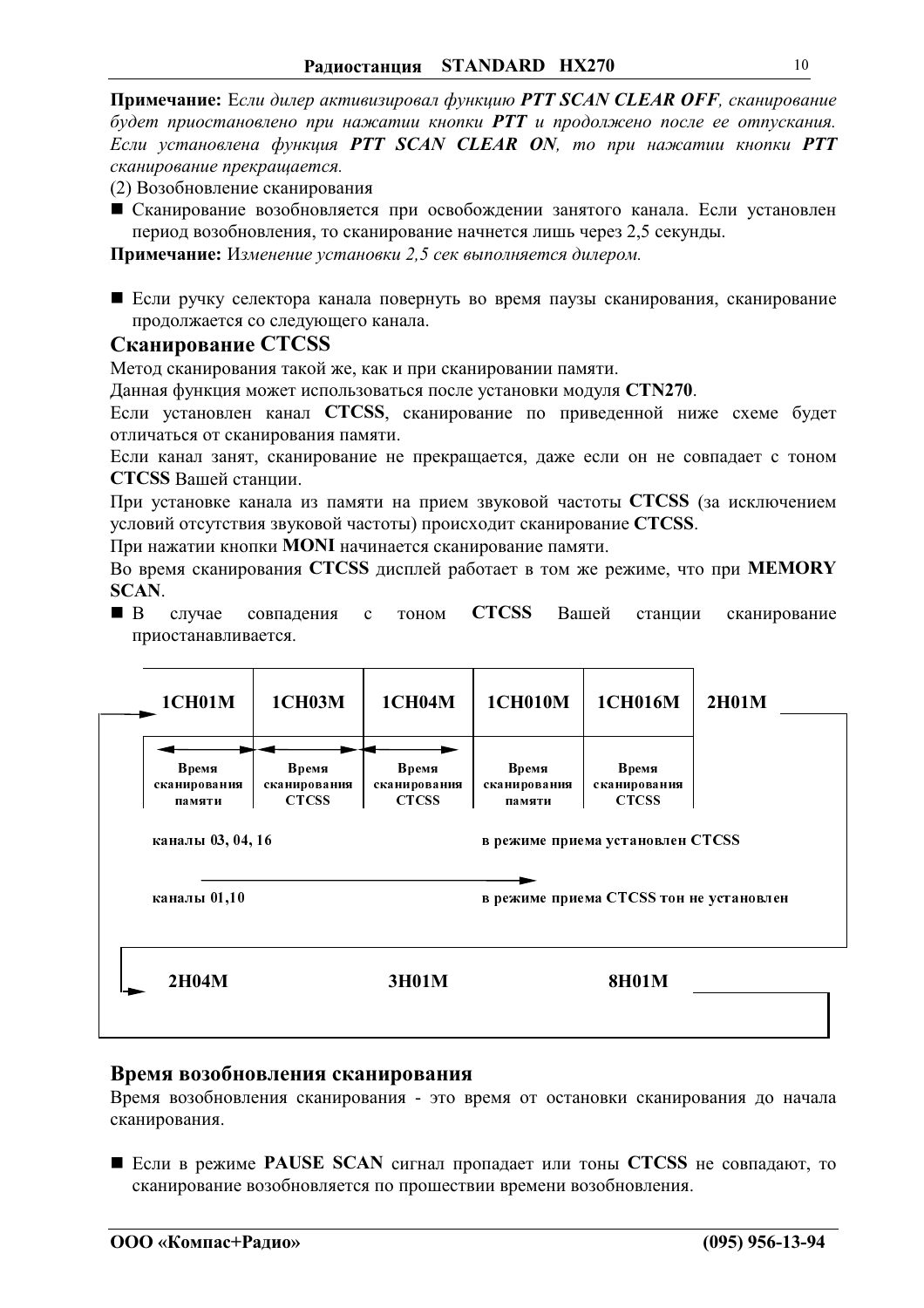**Примечание:** *Если дилер активизировал функцию **PTT SCAN CLEAR OFF**, сканирование будет приостановлено при нажатии кнопки **PTT** и продолжено после ее отпускания. Если установлена функция **PTT SCAN CLEAR ON**, то при нажатии кнопки **PTT** сканирование прекращается.*

(2) Возобновление сканирования

- Сканирование возобновляется при освобождении занятого канала. Если установлен период возобновления, то сканирование начнется лишь через 2,5 секунды.

**Примечание:** *Изменение установки 2,5 сек выполняется дилером.*

- Если ручку селектора канала повернуть во время паузы сканирования, сканирование продолжается со следующего канала.

## Сканирование CTCSS

Метод сканирования такой же, как и при сканировании памяти.

Данная функция может использоваться после установки модуля **CTN270**.

Если установлен канал **CTCSS**, сканирование по приведенной ниже схеме будет отличаться от сканирования памяти.

Если канал занят, сканирование не прекращается, даже если он не совпадает с тоном **CTCSS** Вашей станции.

При установке канала из памяти на прием звуковой частоты **CTCSS** (за исключением условий отсутствия звуковой частоты) происходит сканирование **CTCSS**.

При нажатии кнопки **MONI** начинается сканирование памяти.

Во время сканирования **CTCSS** дисплей работает в том же режиме, что при **MEMORY SCAN**.

- В случае совпадения с тоном **CTCSS** Вашей станции сканирование приостанавливается.

| 1CH01M | 1CH03M | 1CH04M | 1CH010M | 1CH016M | 2H01M |
|---|---|---|---|---|---|
| Время сканирования памяти | Время сканирования CTCSS | Время сканирования CTCSS | Время сканирования памяти | Время сканирования CTCSS | |

каналы 03, 04, 16 — в режиме приема установлен CTCSS

каналы 01,10 — в режиме приема CTCSS тон не установлен

2H04M → 3H01M → 8H01M

## Время возобновления сканирования

Время возобновления сканирования - это время от остановки сканирования до начала сканирования.

- Если в режиме **PAUSE SCAN** сигнал пропадает или тоны **CTCSS** не совпадают, то сканирование возобновляется по прошествии времени возобновления.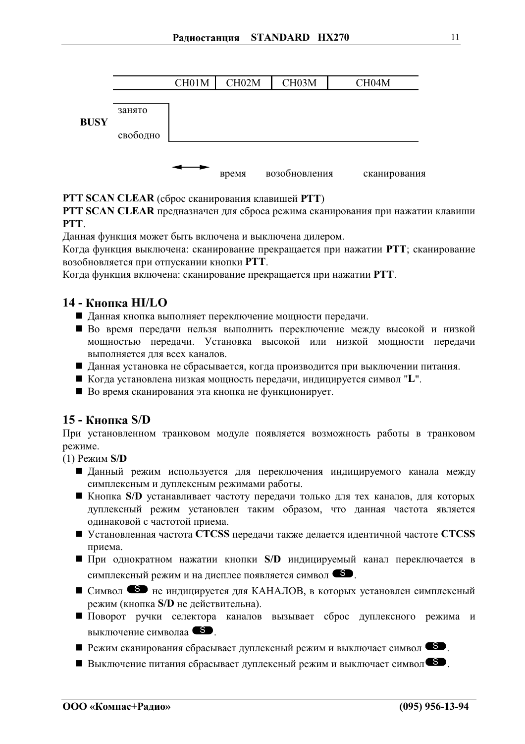| | CH01M | CH02M | CH03M | CH04M |
|---|---|---|---|---|
| **BUSY** занято / свободно | | | | |

время возобновления сканирования

**PTT SCAN CLEAR** (сброс сканирования клавишей **PTT**)

**PTT SCAN CLEAR** предназначен для сброса режима сканирования при нажатии клавиши **PTT**.

Данная функция может быть включена и выключена дилером.

Когда функция выключена: сканирование прекращается при нажатии **PTT**; сканирование возобновляется при отпускании кнопки **PTT**.

Когда функция включена: сканирование прекращается при нажатии **PTT**.

## 14 - Кнопка HI/LO

- Данная кнопка выполняет переключение мощности передачи.
- Во время передачи нельзя выполнить переключение между высокой и низкой мощностью передачи. Установка высокой или низкой мощности передачи выполняется для всех каналов.
- Данная установка не сбрасывается, когда производится при выключении питания.
- Когда установлена низкая мощность передачи, индицируется символ "**L**".
- Во время сканирования эта кнопка не функционирует.

## 15 - Кнопка S/D

При установленном транковом модуле появляется возможность работы в транковом режиме.

(1) Режим **S/D**

- Данный режим используется для переключения индицируемого канала между симплексным и дуплексным режимами работы.
- Кнопка **S/D** устанавливает частоту передачи только для тех каналов, для которых дуплексный режим установлен таким образом, что данная частота является одинаковой с частотой приема.
- Установленная частота **CTCSS** передачи также делается идентичной частоте **CTCSS** приема.
- При однократном нажатии кнопки **S/D** индицируемый канал переключается в симплексный режим и на дисплее появляется символ S.
- Символ S не индицируется для КАНАЛОВ, в которых установлен симплексный режим (кнопка **S/D** не действительна).
- Поворот ручки селектора каналов вызывает сброс дуплексного режима и выключение символаа S.
- Режим сканирования сбрасывает дуплексный режим и выключает символ S.
- Выключение питания сбрасывает дуплексный режим и выключает символ S.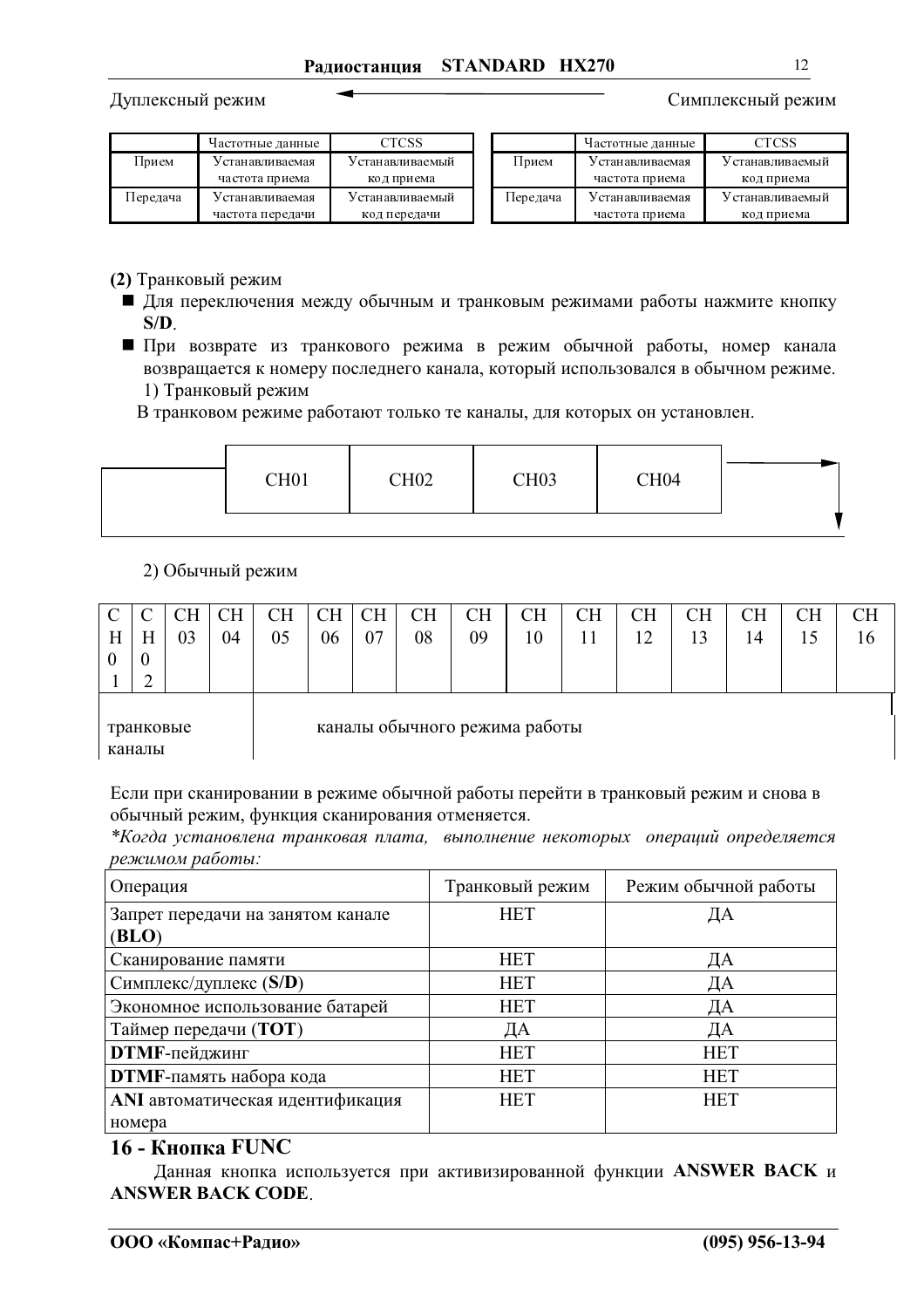Дуплексный режим ← Симплексный режим

|  | Частотные данные | CTCSS |
|---|---|---|
| Прием | Устанавливаемая частота приема | Устанавливаемый код приема |
| Передача | Устанавливаемая частота передачи | Устанавливаемый код передачи |

|  | Частотные данные | CTCSS |
|---|---|---|
| Прием | Устанавливаемая частота приема | Устанавливаемый код приема |
| Передача | Устанавливаемая частота приема | Устанавливаемый код приема |

**(2)** Транковый режим

- Для переключения между обычным и транковым режимами работы нажмите кнопку **S/D**.
- При возврате из транкового режима в режим обычной работы, номер канала возвращается к номеру последнего канала, который использовался в обычном режиме.

1) Транковый режим

В транковом режиме работают только те каналы, для которых он установлен.

| CH01 | CH02 | CH03 | CH04 |
|---|---|---|---|

2) Обычный режим

| CH01 | CH02 | CH03 | CH04 | CH05 | CH06 | CH07 | CH08 | CH09 | CH10 | CH11 | CH12 | CH13 | CH14 | CH15 | CH16 |
|---|---|---|---|---|---|---|---|---|---|---|---|---|---|---|---|
| транковые каналы | | | | каналы обычного режима работы | | | | | | | | | | | |

Если при сканировании в режиме обычной работы перейти в транковый режим и снова в обычный режим, функция сканирования отменяется.

*\*Когда установлена транковая плата, выполнение некоторых операций определяется режимом работы:*

| Операция | Транковый режим | Режим обычной работы |
|---|---|---|
| Запрет передачи на занятом канале (**BLO**) | НЕТ | ДА |
| Сканирование памяти | НЕТ | ДА |
| Симплекс/дуплекс (**S/D**) | НЕТ | ДА |
| Экономное использование батарей | НЕТ | ДА |
| Таймер передачи (**TOT**) | ДА | ДА |
| **DTMF**-пейджинг | НЕТ | НЕТ |
| **DTMF**-память набора кода | НЕТ | НЕТ |
| **ANI** автоматическая идентификация номера | НЕТ | НЕТ |

## 16 - Кнопка FUNC

Данная кнопка используется при активизированной функции **ANSWER BACK** и **ANSWER BACK CODE**.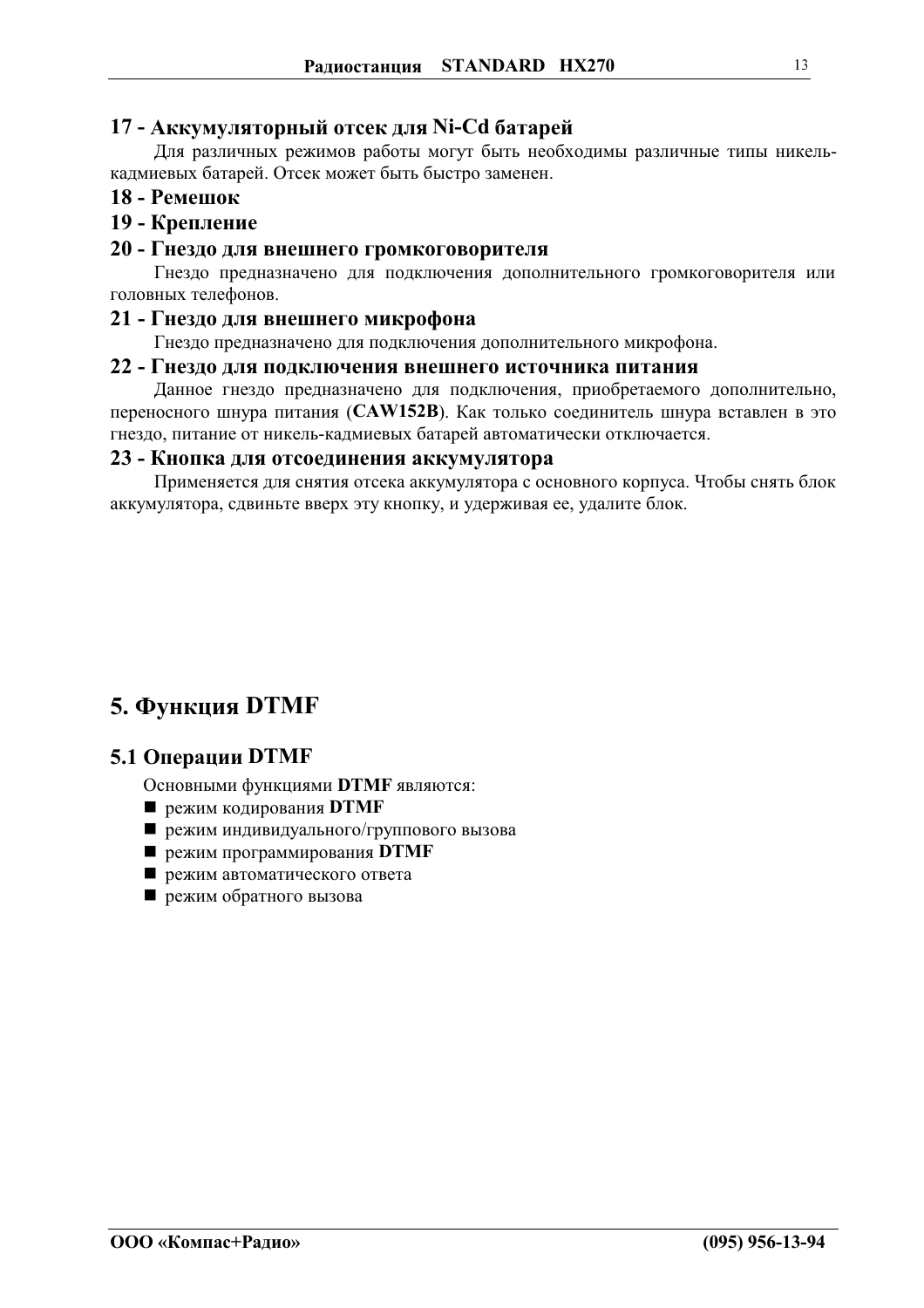### 17 - Аккумуляторный отсек для Ni-Cd батарей

Для различных режимов работы могут быть необходимы различные типы никель-кадмиевых батарей. Отсек может быть быстро заменен.

### 18 - Ремешок

### 19 - Крепление

### 20 - Гнездо для внешнего громкоговорителя

Гнездо предназначено для подключения дополнительного громкоговорителя или головных телефонов.

### 21 - Гнездо для внешнего микрофона

Гнездо предназначено для подключения дополнительного микрофона.

### 22 - Гнездо для подключения внешнего источника питания

Данное гнездо предназначено для подключения, приобретаемого дополнительно, переносного шнура питания (**CAW152B**). Как только соединитель шнура вставлен в это гнездо, питание от никель-кадмиевых батарей автоматически отключается.

### 23 - Кнопка для отсоединения аккумулятора

Применяется для снятия отсека аккумулятора с основного корпуса. Чтобы снять блок аккумулятора, сдвиньте вверх эту кнопку, и удерживая ее, удалите блок.

# 5. Функция DTMF

## 5.1 Операции DTMF

Основными функциями **DTMF** являются:

- режим кодирования **DTMF**
- режим индивидуального/группового вызова
- режим программирования **DTMF**
- режим автоматического ответа
- режим обратного вызова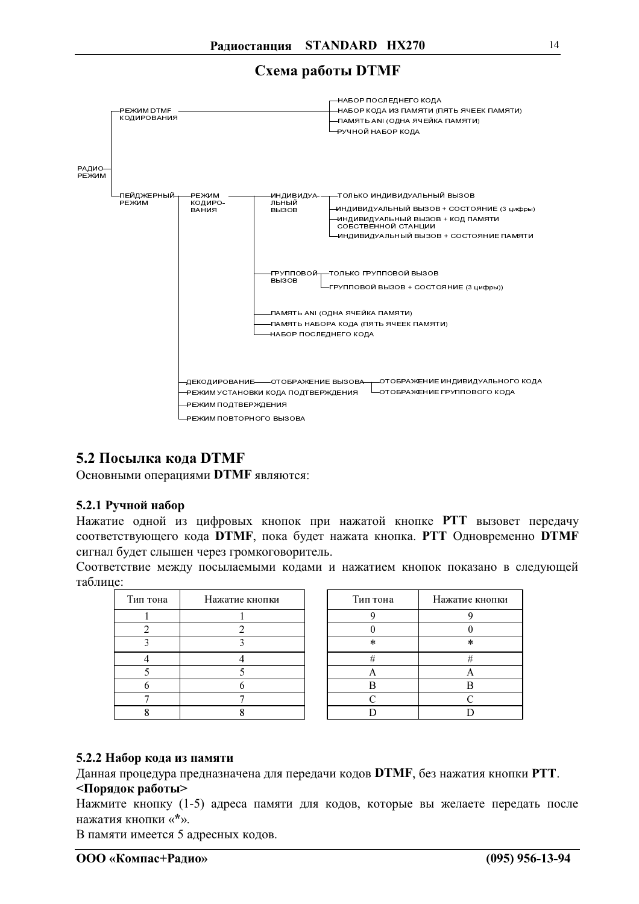## Схема работы DTMF

- РАДИО-РЕЖИМ
  - РЕЖИМ DTMF КОДИРОВАНИЯ
    - НАБОР ПОСЛЕДНЕГО КОДА
    - НАБОР КОДА ИЗ ПАМЯТИ (ПЯТЬ ЯЧЕЕК ПАМЯТИ)
    - ПАМЯТЬ ANI (ОДНА ЯЧЕЙКА ПАМЯТИ)
    - РУЧНОЙ НАБОР КОДА
  - ПЕЙДЖЕРНЫЙ РЕЖИМ
    - РЕЖИМ КОДИРОВАНИЯ
      - ИНДИВИДУАЛЬНЫЙ ВЫЗОВ
        - ТОЛЬКО ИНДИВИДУАЛЬНЫЙ ВЫЗОВ
        - ИНДИВИДУАЛЬНЫЙ ВЫЗОВ + СОСТОЯНИЕ (3 цифры)
        - ИНДИВИДУАЛЬНЫЙ ВЫЗОВ + КОД ПАМЯТИ СОБСТВЕННОЙ СТАНЦИИ
        - ИНДИВИДУАЛЬНЫЙ ВЫЗОВ + СОСТОЯНИЕ ПАМЯТИ
      - ГРУППОВОЙ ВЫЗОВ
        - ТОЛЬКО ГРУППОВОЙ ВЫЗОВ
        - ГРУППОВОЙ ВЫЗОВ + СОСТОЯНИЕ (3 цифры))
      - ПАМЯТЬ ANI (ОДНА ЯЧЕЙКА ПАМЯТИ)
      - ПАМЯТЬ НАБОРА КОДА (ПЯТЬ ЯЧЕЕК ПАМЯТИ)
      - НАБОР ПОСЛЕДНЕГО КОДА
    - ДЕКОДИРОВАНИЕ
      - ОТОБРАЖЕНИЕ ВЫЗОВА
        - ОТОБРАЖЕНИЕ ИНДИВИДУАЛЬНОГО КОДА
        - ОТОБРАЖЕНИЕ ГРУППОВОГО КОДА
    - РЕЖИМ УСТАНОВКИ КОДА ПОДТВЕРЖДЕНИЯ
    - РЕЖИМ ПОДТВЕРЖДЕНИЯ
    - РЕЖИМ ПОВТОРНОГО ВЫЗОВА

## 5.2 Посылка кода DTMF

Основными операциями **DTMF** являются:

### 5.2.1 Ручной набор

Нажатие одной из цифровых кнопок при нажатой кнопке **PTT** вызовет передачу соответствующего кода **DTMF**, пока будет нажата кнопка. **PTT** Одновременно **DTMF** сигнал будет слышен через громкоговоритель.

Соответствие между посылаемыми кодами и нажатием кнопок показано в следующей таблице:

| Тип тона | Нажатие кнопки |
|---|---|
| 1 | 1 |
| 2 | 2 |
| 3 | 3 |
| 4 | 4 |
| 5 | 5 |
| 6 | 6 |
| 7 | 7 |
| 8 | 8 |

| Тип тона | Нажатие кнопки |
|---|---|
| 9 | 9 |
| 0 | 0 |
| * | * |
| # | # |
| A | A |
| B | B |
| C | C |
| D | D |

### 5.2.2 Набор кода из памяти

Данная процедура предназначена для передачи кодов **DTMF**, без нажатия кнопки **PTT**.

**<Порядок работы>**

Нажмите кнопку (1-5) адреса памяти для кодов, которые вы желаете передать после нажатия кнопки «*».

В памяти имеется 5 адресных кодов.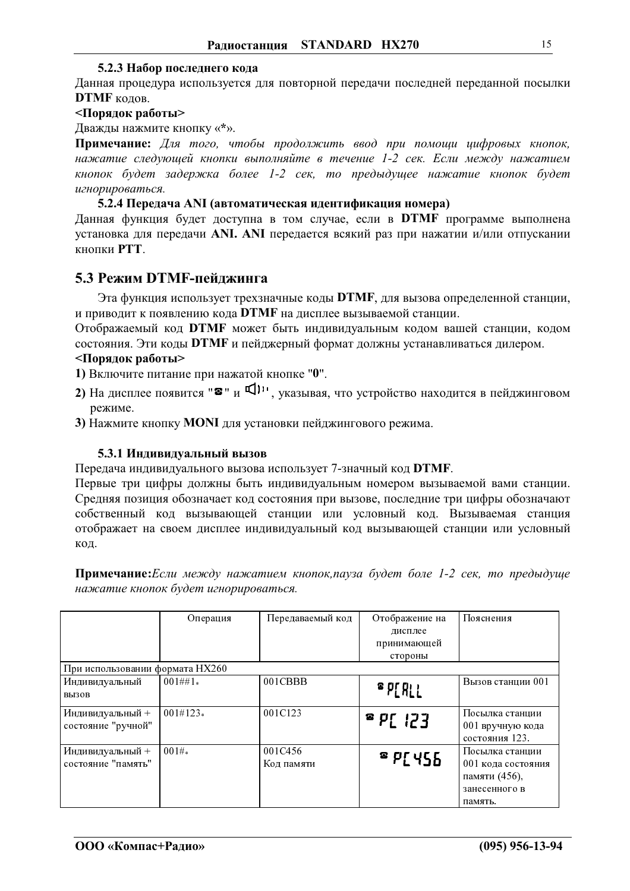### 5.2.3 Набор последнего кода

Данная процедура используется для повторной передачи последней переданной посылки **DTMF** кодов.

**<Порядок работы>**

Дважды нажмите кнопку «*».

**Примечание:** *Для того, чтобы продолжить ввод при помощи цифровых кнопок, нажатие следующей кнопки выполняйте в течение 1-2 сек. Если между нажатием кнопок будет задержка более 1-2 сек, то предыдущее нажатие кнопок будет игнорироваться.*

### 5.2.4 Передача ANI (автоматическая идентификация номера)

Данная функция будет доступна в том случае, если в **DTMF** программе выполнена установка для передачи **ANI. ANI** передается всякий раз при нажатии и/или отпускании кнопки **PTT**.

## 5.3 Режим DTMF-пейджинга

Эта функция использует трехзначные коды **DTMF**, для вызова определенной станции, и приводит к появлению кода **DTMF** на дисплее вызываемой станции.

Отображаемый код **DTMF** может быть индивидуальным кодом вашей станции, кодом состояния. Эти коды **DTMF** и пейджерный формат должны устанавливаться дилером.

**<Порядок работы>**

**1)** Включите питание при нажатой кнопке "**0**".

**2)** На дисплее появится "☎" и "🔊", указывая, что устройство находится в пейджинговом режиме.

**3)** Нажмите кнопку **MONI** для установки пейджингового режима.

### 5.3.1 Индивидуальный вызов

Передача индивидуального вызова использует 7-значный код **DTMF**.

Первые три цифры должны быть индивидуальным номером вызываемой вами станции. Средняя позиция обозначает код состояния при вызове, последние три цифры обозначают собственный код вызывающей станции или условный код. Вызываемая станция отображает на своем дисплее индивидуальный код вызывающей станции или условный код.

**Примечание:***Если между нажатием кнопок,пауза будет боле 1-2 сек, то предыдуще нажатие кнопок будет игнорироваться.*

| | Операция | Передаваемый код | Отображение на дисплее принимающей стороны | Пояснения |
|---|---|---|---|---|
| При использовании формата HX260 | | | | |
| Индивидуальный вызов | 001##1* | 001CBBB | ☎ PCALL | Вызов станции 001 |
| Индивидуальный + состояние "ручной" | 001#123* | 001C123 | ☎ PC 123 | Посылка станции 001 вручную кода состояния 123. |
| Индивидуальный + состояние "память" | 001#* | 001C456 Код памяти | ☎ PC456 | Посылка станции 001 кода состояния памяти (456), занесенного в память. |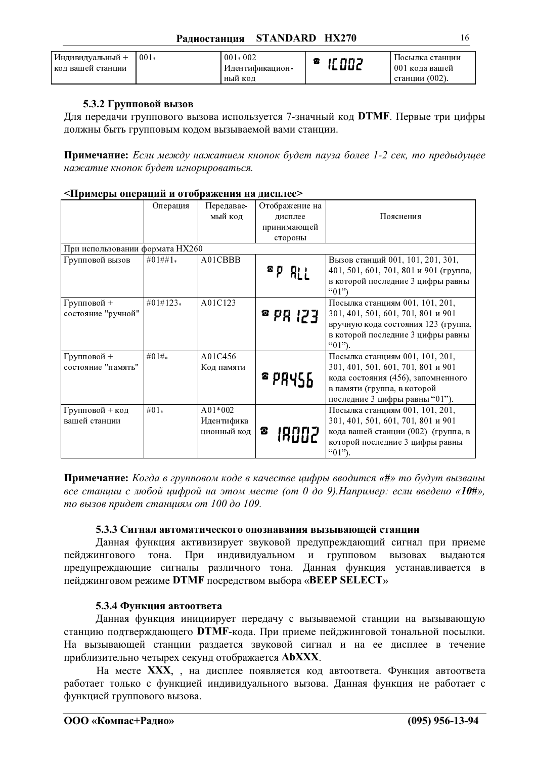| Индивидуальный + код вашей станции | 001* | 001* 002 Идентификационный код | ☎ IC002 | Посылка станции 001 кода вашей станции (002). |
|---|---|---|---|---|

### 5.3.2 Групповой вызов

Для передачи группового вызова используется 7-значный код **DTMF**. Первые три цифры должны быть групповым кодом вызываемой вами станции.

**Примечание:** *Если между нажатием кнопок будет пауза более 1-2 сек, то предыдущее нажатие кнопок будет игнорироваться.*

**<Примеры операций и отображения на дисплее>**

| | Операция | Передаваемый код | Отображение на дисплее принимающей стороны | Пояснения |
|---|---|---|---|---|
| При использовании формата HX260 | | | | |
| Групповой вызов | #01##1* | A01CBBB | ☎ P ALL | Вызов станций 001, 101, 201, 301, 401, 501, 601, 701, 801 и 901 (группа, в которой последние 3 цифры равны "01") |
| Групповой + состояние "ручной" | #01#123* | A01C123 | ☎ PA 123 | Посылка станциям 001, 101, 201, 301, 401, 501, 601, 701, 801 и 901 вручную кода состояния 123 (группа, в которой последние 3 цифры равны "01"). |
| Групповой + состояние "память" | #01#* | A01C456 Код памяти | ☎ PA456 | Посылка станциям 001, 101, 201, 301, 401, 501, 601, 701, 801 и 901 кода состояния (456), запомненного в памяти (группа, в которой последние 3 цифры равны "01"). |
| Групповой + код вашей станции | #01* | A01*002 Идентификационный код | ☎ IA002 | Посылка станциям 001, 101, 201, 301, 401, 501, 601, 701, 801 и 901 кода вашей станции (002) (группа, в которой последние 3 цифры равны "01"). |

**Примечание:** *Когда в групповом коде в качестве цифры вводится «#» то будут вызваны все станции с любой цифрой на этом месте (от 0 до 9).Например: если введено «**10#**», то вызов придет станциям от 100 до 109.*

### 5.3.3 Сигнал автоматического опознавания вызывающей станции

Данная функция активизирует звуковой предупреждающий сигнал при приеме пейджингового тона. При индивидуальном и групповом вызовах выдаются предупреждающие сигналы различного тона. Данная функция устанавливается в пейджинговом режиме **DTMF** посредством выбора «**BEEP SELECT**»

### 5.3.4 Функция автоответа

Данная функция инициирует передачу с вызываемой станции на вызывающую станцию подтверждающего **DTMF**-кода. При приеме пейджинговой тональной посылки. На вызывающей станции раздается звуковой сигнал и на ее дисплее в течение приблизительно четырех секунд отображается **AbXXX**.

На месте **XXX**, , на дисплее появляется код автоответа. Функция автоответа работает только с функцией индивидуального вызова. Данная функция не работает с функцией группового вызова.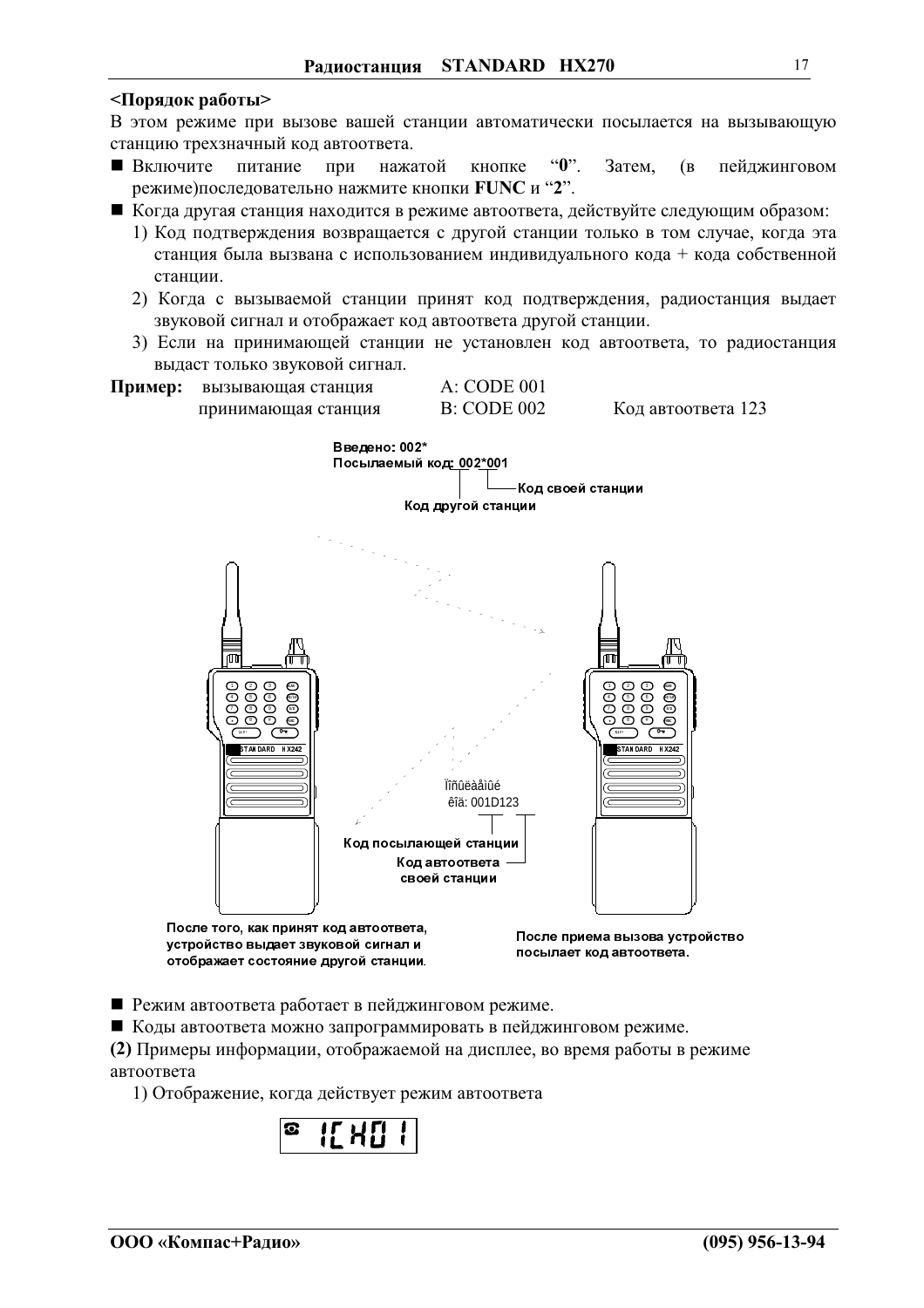**<Порядок работы>**

В этом режиме при вызове вашей станции автоматически посылается на вызывающую станцию трехзначный код автоответа.

- Включите питание при нажатой кнопке "**0**". Затем, (в пейджинговом режиме)последовательно нажмите кнопки **FUNC** и "**2**".
- Когда другая станция находится в режиме автоответа, действуйте следующим образом:
  1) Код подтверждения возвращается с другой станции только в том случае, когда эта станция была вызвана с использованием индивидуального кода + кода собственной станции.
  2) Когда с вызываемой станции принят код подтверждения, радиостанция выдает звуковой сигнал и отображает код автоответа другой станции.
  3) Если на принимающей станции не установлен код автоответа, то радиостанция выдаст только звуковой сигнал.

**Пример:** вызывающая станция A: CODE 001
принимающая станция B: CODE 002 Код автоответа 123

Введено: 002*
Посылаемый код: 002*001
Код своей станции
Код другой станции

Ïîñûëàåìûé êîä: 001D123
Код посылающей станции
Код автоответа своей станции

После того, как принят код автоответа, устройство выдает звуковой сигнал и отображает состояние другой станции.

После приема вызова устройство посылает код автоответа.

- Режим автоответа работает в пейджинговом режиме.
- Коды автоответа можно запрограммировать в пейджинговом режиме.

**(2)** Примеры информации, отображаемой на дисплее, во время работы в режиме автоответа

1) Отображение, когда действует режим автоответа

1CH01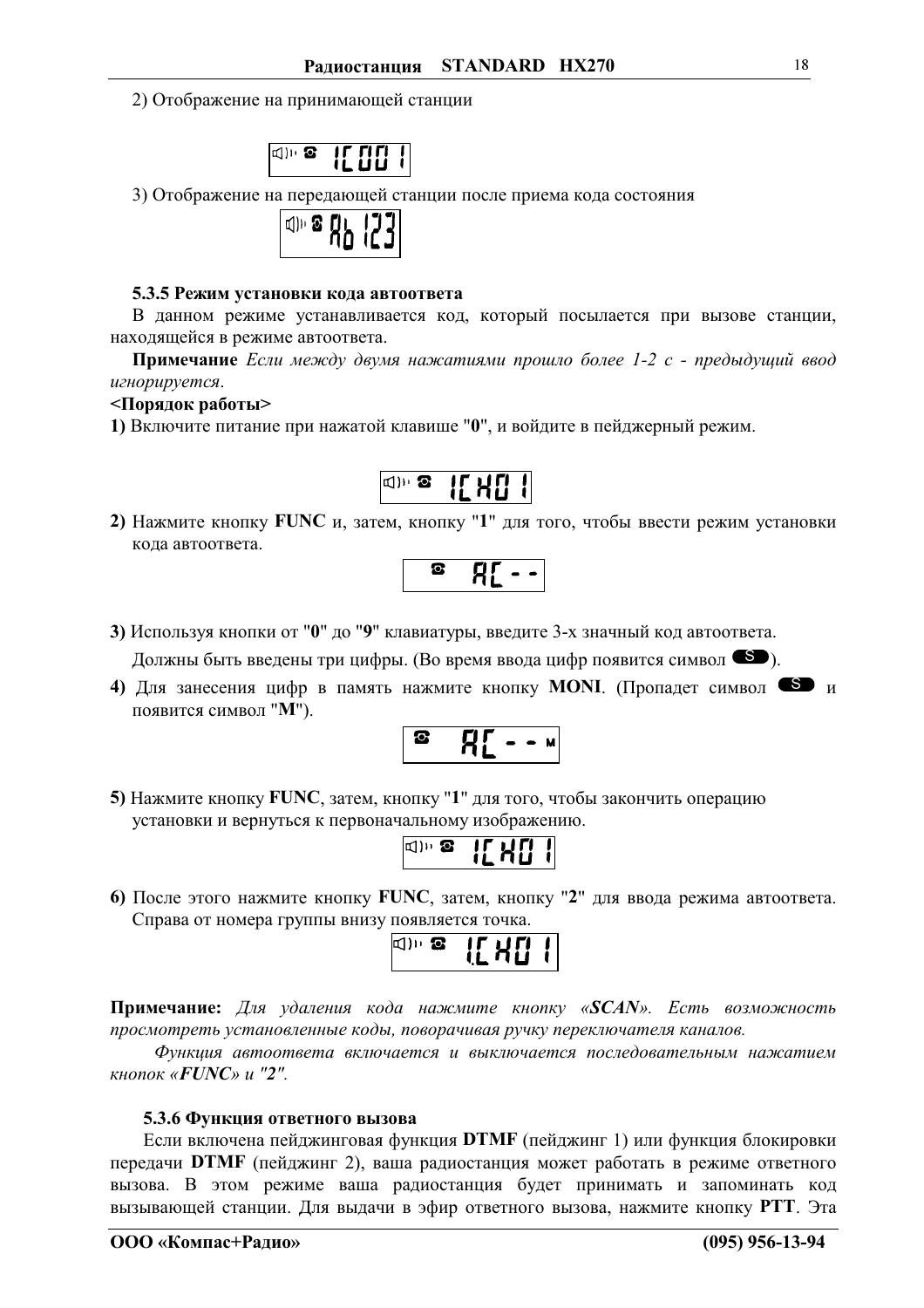2) Отображение на принимающей станции

3) Отображение на передающей станции после приема кода состояния

### 5.3.5 Режим установки кода автоответа

В данном режиме устанавливается код, который посылается при вызове станции, находящейся в режиме автоответа.

**Примечание** *Если между двумя нажатиями прошло более 1-2 с - предыдущий ввод игнорируется.*

**<Порядок работы>**

**1)** Включите питание при нажатой клавише "**0**", и войдите в пейджерный режим.

**2)** Нажмите кнопку **FUNC** и, затем, кнопку "**1**" для того, чтобы ввести режим установки кода автоответа.

**3)** Используя кнопки от "**0**" до "**9**" клавиатуры, введите 3-х значный код автоответа.

Должны быть введены три цифры. (Во время ввода цифр появится символ S).

**4)** Для занесения цифр в память нажмите кнопку **MONI**. (Пропадет символ S и появится символ "**M**").

**5)** Нажмите кнопку **FUNC**, затем, кнопку "**1**" для того, чтобы закончить операцию установки и вернуться к первоначальному изображению.

**6)** После этого нажмите кнопку **FUNC**, затем, кнопку "**2**" для ввода режима автоответа. Справа от номера группы внизу появляется точка.

**Примечание:** *Для удаления кода нажмите кнопку «**SCAN**». Есть возможность просмотреть установленные коды, поворачивая ручку переключателя каналов.*

*Функция автоответа включается и выключается последовательным нажатием кнопок «**FUNC**» и "**2**".*

### 5.3.6 Функция ответного вызова

Если включена пейджинговая функция **DTMF** (пейджинг 1) или функция блокировки передачи **DTMF** (пейджинг 2), ваша радиостанция может работать в режиме ответного вызова. В этом режиме ваша радиостанция будет принимать и запоминать код вызывающей станции. Для выдачи в эфир ответного вызова, нажмите кнопку **PTT**. Эта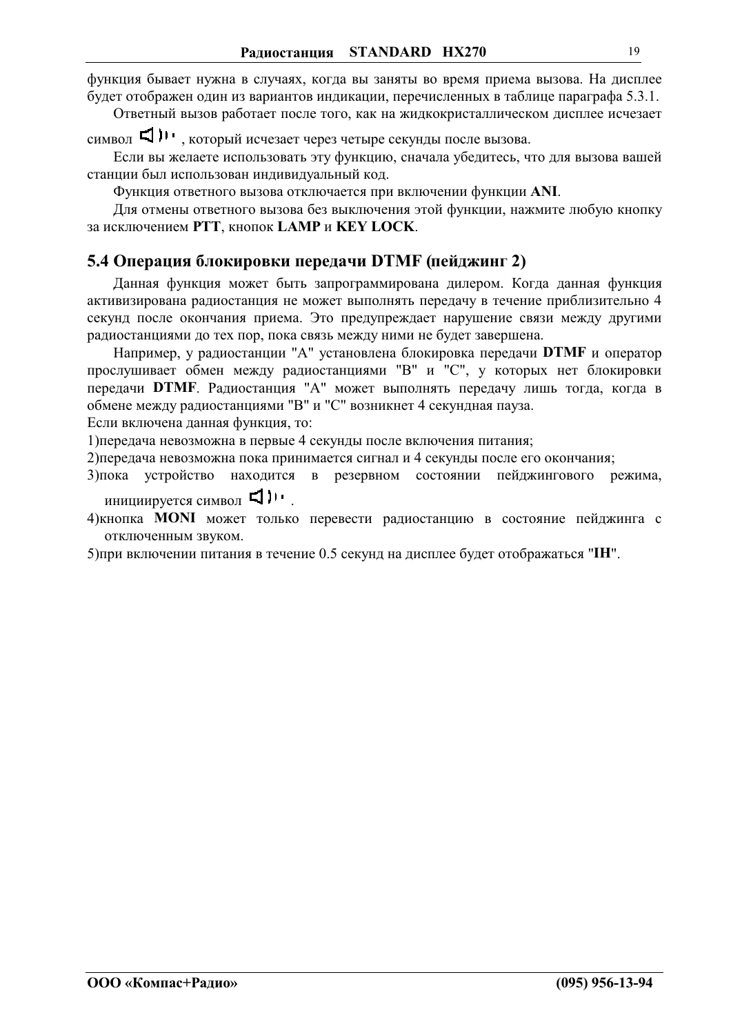функция бывает нужна в случаях, когда вы заняты во время приема вызова. На дисплее будет отображен один из вариантов индикации, перечисленных в таблице параграфа 5.3.1.

Ответный вызов работает после того, как на жидкокристаллическом дисплее исчезает символ, который исчезает через четыре секунды после вызова.

Если вы желаете использовать эту функцию, сначала убедитесь, что для вызова вашей станции был использован индивидуальный код.

Функция ответного вызова отключается при включении функции **ANI**.

Для отмены ответного вызова без выключения этой функции, нажмите любую кнопку за исключением **PTT**, кнопок **LAMP** и **KEY LOCK**.

## 5.4 Операция блокировки передачи DTMF (пейджинг 2)

Данная функция может быть запрограммирована дилером. Когда данная функция активизирована радиостанция не может выполнять передачу в течение приблизительно 4 секунд после окончания приема. Это предупреждает нарушение связи между другими радиостанциями до тех пор, пока связь между ними не будет завершена.

Например, у радиостанции "A" установлена блокировка передачи **DTMF** и оператор прослушивает обмен между радиостанциями "B" и "C", у которых нет блокировки передачи **DTMF**. Радиостанция "A" может выполнять передачу лишь тогда, когда в обмене между радиостанциями "B" и "C" возникнет 4 секундная пауза.

Если включена данная функция, то:

1)передача невозможна в первые 4 секунды после включения питания;

2)передача невозможна пока принимается сигнал и 4 секунды после его окончания;

3)пока устройство находится в резервном состоянии пейджингового режима, инициируется символ.

4)кнопка **MONI** может только перевести радиостанцию в состояние пейджинга с отключенным звуком.

5)при включении питания в течение 0.5 секунд на дисплее будет отображаться "**IH**".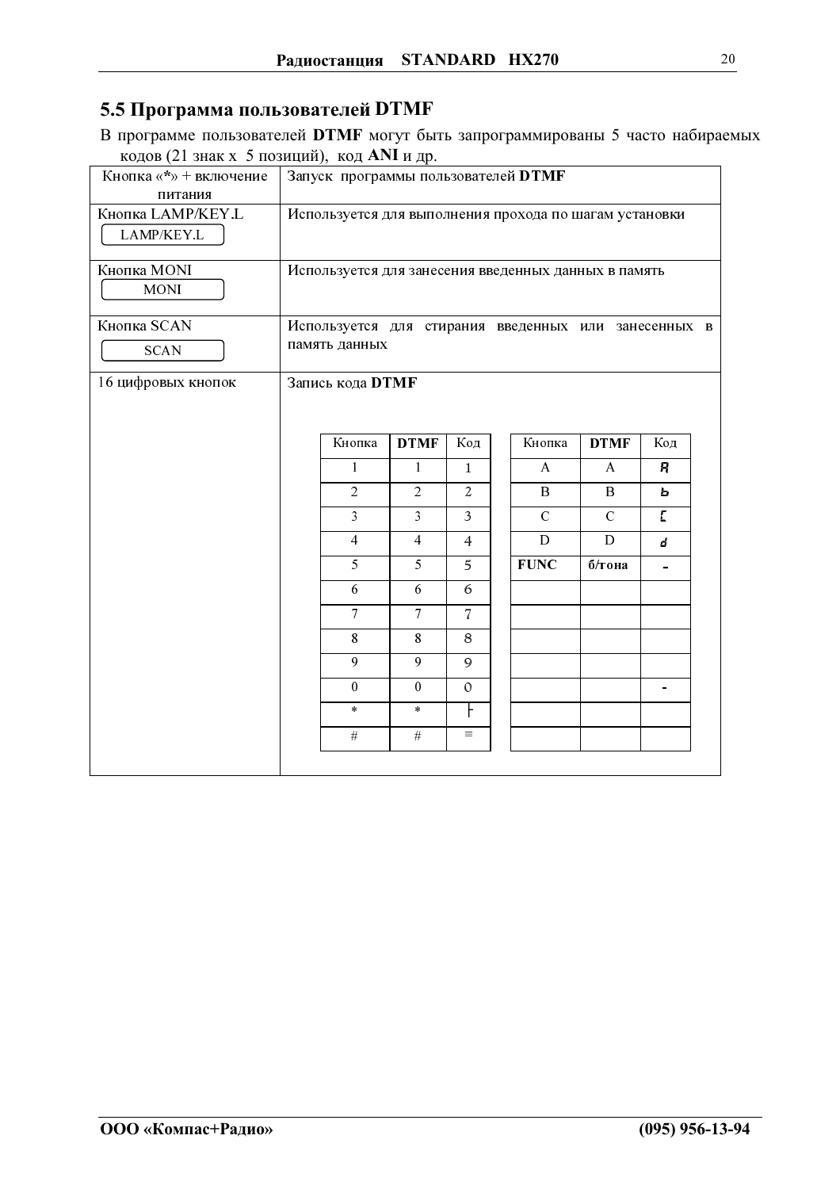## 5.5 Программа пользователей DTMF

В программе пользователей **DTMF** могут быть запрограммированы 5 часто набираемых кодов (21 знак х 5 позиций), код **ANI** и др.

| | |
|---|---|
| Кнопка «*» + включение питания | Запуск программы пользователей **DTMF** |
| Кнопка LAMP/KEY.L<br>LAMP/KEY.L | Используется для выполнения прохода по шагам установки |
| Кнопка MONI<br>MONI | Используется для занесения введенных данных в память |
| Кнопка SCAN<br>SCAN | Используется для стирания введенных или занесенных в память данных |
| 16 цифровых кнопок | Запись кода **DTMF** |

| Кнопка | **DTMF** | Код | | Кнопка | **DTMF** | Код |
|---|---|---|---|---|---|---|
| 1 | 1 | 1 | | A | A | A |
| 2 | 2 | 2 | | B | B | b |
| 3 | 3 | 3 | | C | C | C |
| 4 | 4 | 4 | | D | D | d |
| 5 | 5 | 5 | | **FUNC** | **б/тона** | - |
| 6 | 6 | 6 | | | | |
| 7 | 7 | 7 | | | | |
| 8 | 8 | 8 | | | | |
| 9 | 9 | 9 | | | | |
| 0 | 0 | 0 | | | | - |
| * | * | ├ | | | | |
| # | # | ≡ | | | | |

**ООО «Компас+Радио»** **(095) 956-13-94**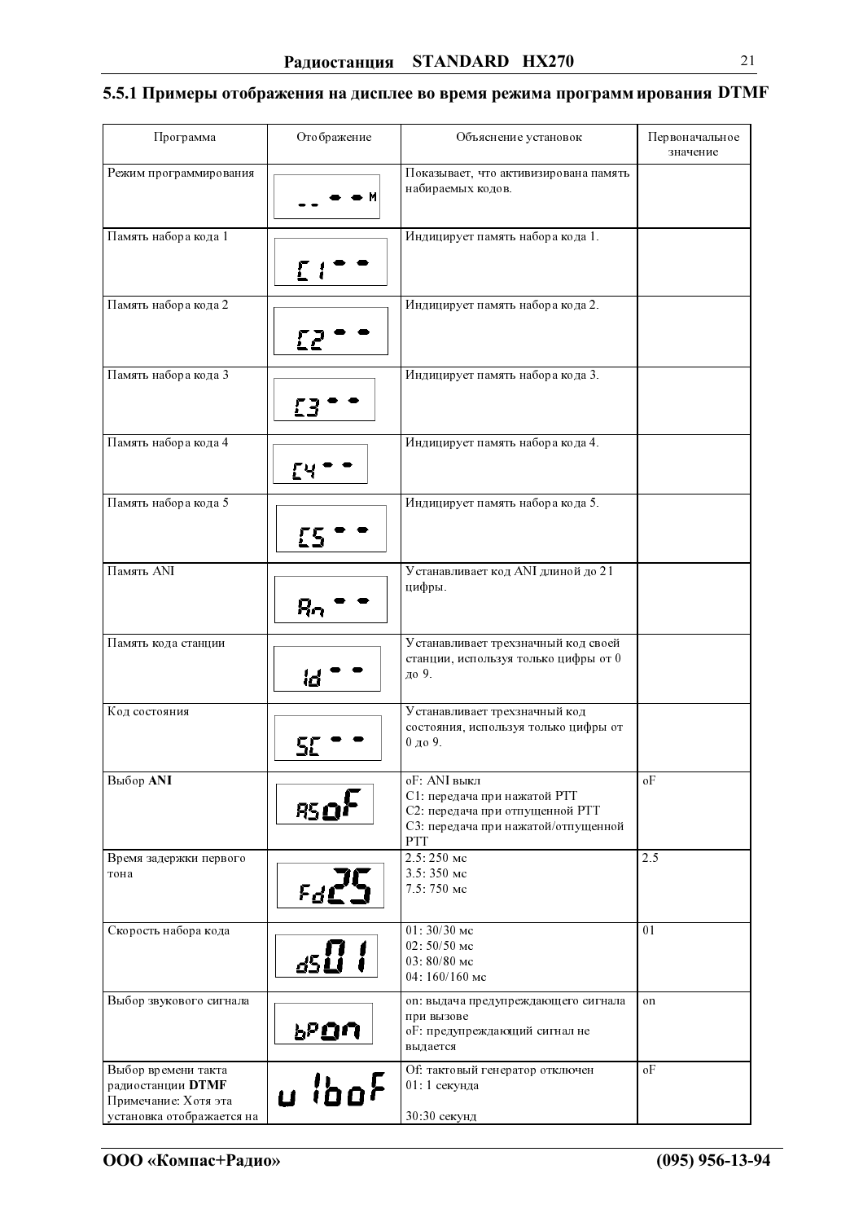### 5.5.1 Примеры отображения на дисплее во время режима программирования DTMF

| Программа | Отображение | Объяснение установок | Первоначальное значение |
|---|---|---|---|
| Режим программирования | -- ▬ ▬ M | Показывает, что активизирована память набираемых кодов. | |
| Память набора кода 1 | C1 ▬ ▬ | Индицирует память набора кода 1. | |
| Память набора кода 2 | C2 ▬ ▬ | Индицирует память набора кода 2. | |
| Память набора кода 3 | C3 ▬ ▬ | Индицирует память набора кода 3. | |
| Память набора кода 4 | C4 ▬ ▬ | Индицирует память набора кода 4. | |
| Память набора кода 5 | C5 ▬ ▬ | Индицирует память набора кода 5. | |
| Память ANI | An ▬ ▬ | Устанавливает код ANI длиной до 21 цифры. | |
| Память кода станции | Id ▬ ▬ | Устанавливает трехзначный код своей станции, используя только цифры от 0 до 9. | |
| Код состояния | SC ▬ ▬ | Устанавливает трехзначный код состояния, используя только цифры от 0 до 9. | |
| Выбор **ANI** | ASoF | oF: ANI выкл<br>C1: передача при нажатой PTT<br>C2: передача при отпущенной PTT<br>C3: передача при нажатой/отпущенной PTT | oF |
| Время задержки первого тона | Fd25 | 2.5: 250 мс<br>3.5: 350 мс<br>7.5: 750 мс | 2.5 |
| Скорость набора кода | dS01 | 01: 30/30 мс<br>02: 50/50 мс<br>03: 80/80 мс<br>04: 160/160 мс | 01 |
| Выбор звукового сигнала | bPon | on: выдача предупреждающего сигнала при вызове<br>oF: предупреждающий сигнал не выдается | on |
| Выбор времени такта радиостанции **DTMF**<br>Примечание: Хотя эта установка отображается на | u IboF | Of: тактовый генератор отключен<br>01: 1 секунда<br><br>30:30 секунд | oF |

**ООО «Компас+Радио»** **(095) 956-13-94**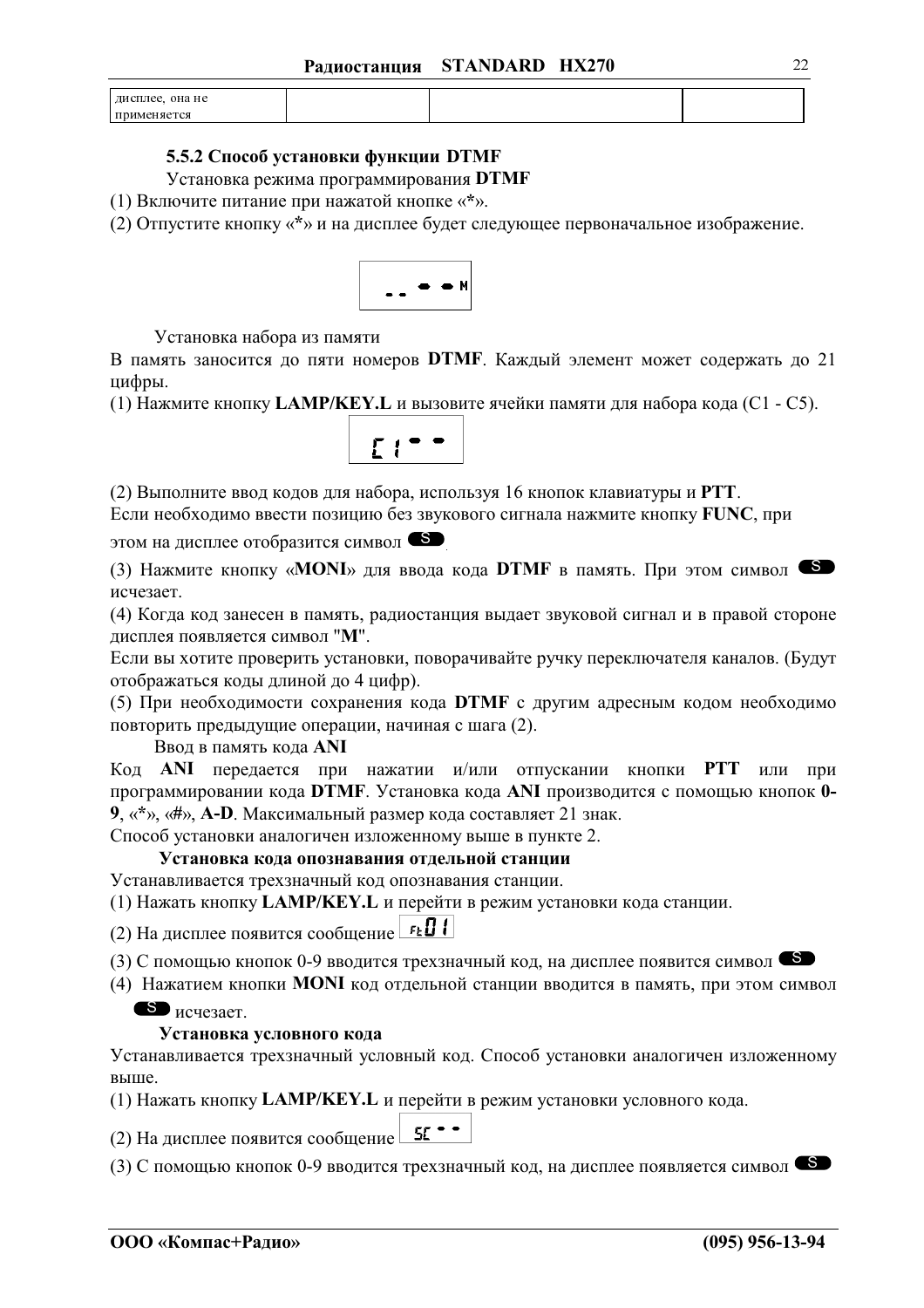| дисплее, она не применяется | | | |
|---|---|---|---|

### 5.5.2 Способ установки функции DTMF

Установка режима программирования **DTMF**

(1) Включите питание при нажатой кнопке «**\***».

(2) Отпустите кнопку «**\***» и на дисплее будет следующее первоначальное изображение.

Установка набора из памяти

В память заносится до пяти номеров **DTMF**. Каждый элемент может содержать до 21 цифры.

(1) Нажмите кнопку **LAMP/KEY.L** и вызовите ячейки памяти для набора кода (C1 - C5).

(2) Выполните ввод кодов для набора, используя 16 кнопок клавиатуры и **PTT**.
Если необходимо ввести позицию без звукового сигнала нажмите кнопку **FUNC**, при этом на дисплее отобразится символ S.

(3) Нажмите кнопку «**MONI**» для ввода кода **DTMF** в память. При этом символ S исчезает.

(4) Когда код занесен в память, радиостанция выдает звуковой сигнал и в правой стороне дисплея появляется символ "**M**".
Если вы хотите проверить установки, поворачивайте ручку переключателя каналов. (Будут отображаться коды длиной до 4 цифр).

(5) При необходимости сохранения кода **DTMF** с другим адресным кодом необходимо повторить предыдущие операции, начиная с шага (2).

Ввод в память кода **ANI**

Код **ANI** передается при нажатии и/или отпускании кнопки **PTT** или при программировании кода **DTMF**. Установка кода **ANI** производится с помощью кнопок **0-9**, «**\***», «**#**», **A-D**. Максимальный размер кода составляет 21 знак.
Способ установки аналогичен изложенному выше в пункте 2.

**Установка кода опознавания отдельной станции**

Устанавливается трехзначный код опознавания станции.

(1) Нажать кнопку **LAMP/KEY.L** и перейти в режим установки кода станции.

(2) На дисплее появится сообщение

(3) С помощью кнопок 0-9 вводится трехзначный код, на дисплее появится символ S

(4) Нажатием кнопки **MONI** код отдельной станции вводится в память, при этом символ S исчезает.

**Установка условного кода**

Устанавливается трехзначный условный код. Способ установки аналогичен изложенному выше.

(1) Нажать кнопку **LAMP/KEY.L** и перейти в режим установки условного кода.

(2) На дисплее появится сообщение

(3) С помощью кнопок 0-9 вводится трехзначный код, на дисплее появляется символ S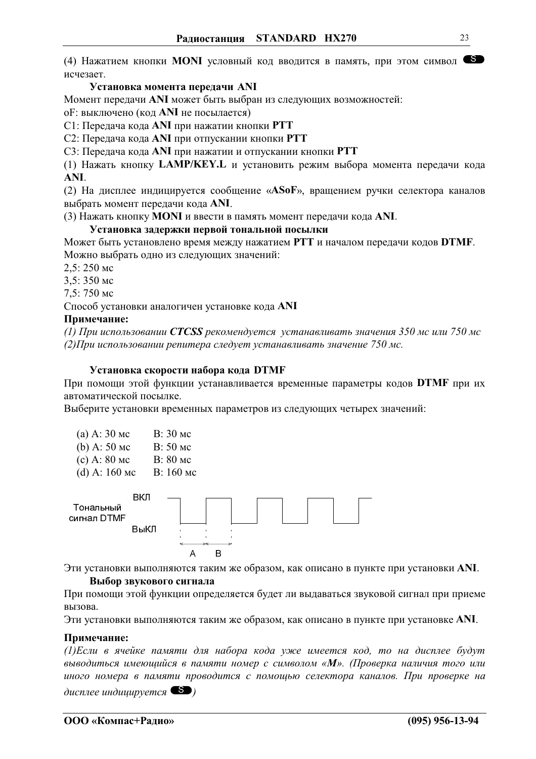(4) Нажатием кнопки **MONI** условный код вводится в память, при этом символ **S** исчезает.

### Установка момента передачи ANI

Момент передачи **ANI** может быть выбран из следующих возможностей:

oF: выключено (код **ANI** не посылается)

C1: Передача кода **ANI** при нажатии кнопки **PTT**

C2: Передача кода **ANI** при отпускании кнопки **PTT**

C3: Передача кода **ANI** при нажатии и отпускании кнопки **PTT**

(1) Нажать кнопку **LAMP/KEY.L** и установить режим выбора момента передачи кода **ANI**.

(2) На дисплее индицируется сообщение «**ASoF**», вращением ручки селектора каналов выбрать момент передачи кода **ANI**.

(3) Нажать кнопку **MONI** и ввести в память момент передачи кода **ANI**.

### Установка задержки первой тональной посылки

Может быть установлено время между нажатием **PTT** и началом передачи кодов **DTMF**. Можно выбрать одно из следующих значений:

2,5: 250 мс

3,5: 350 мс

7,5: 750 мс

Способ установки аналогичен установке кода **ANI**

**Примечание:**

*(1) При использовании **CTCSS** рекомендуется устанавливать значения 350 мс или 750 мс*

*(2)При использовании репитера следует устанавливать значение 750 мс.*

### Установка скорости набора кода DTMF

При помощи этой функции устанавливается временные параметры кодов **DTMF** при их автоматической посылке.

Выберите установки временных параметров из следующих четырех значений:

(a) A: 30 мс B: 30 мс

(b) A: 50 мс B: 50 мс

(c) A: 80 мс B: 80 мс

(d) A: 160 мс B: 160 мс

Тональный сигнал DTMF — ВКЛ / ВыКЛ — A, B

Эти установки выполняются таким же образом, как описано в пункте при установки **ANI**.

### Выбор звукового сигнала

При помощи этой функции определяется будет ли выдаваться звуковой сигнал при приеме вызова.

Эти установки выполняются таким же образом, как описано в пункте при установке **ANI**.

**Примечание:**

*(1)Если в ячейке памяти для набора кода уже имеется код, то на дисплее будут выводиться имеющийся в памяти номер с символом «**M**». (Проверка наличия того или иного номера в памяти проводится с помощью селектора каналов. При проверке на дисплее индицируется* **S***)*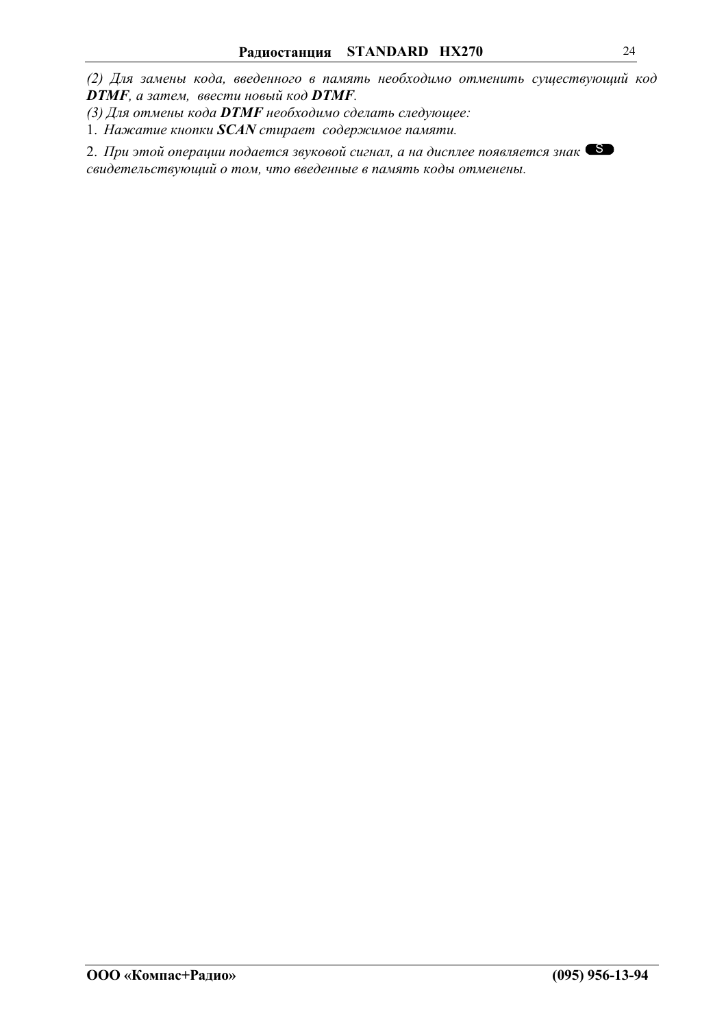*(2) Для замены кода, введенного в память необходимо отменить существующий код **DTMF**, а затем, ввести новый код **DTMF**.*

*(3) Для отмены кода **DTMF** необходимо сделать следующее:*

1. *Нажатие кнопки **SCAN** стирает содержимое памяти.*
2. *При этой операции подается звуковой сигнал, а на дисплее появляется знак* S *свидетельствующий о том, что введенные в память коды отменены.*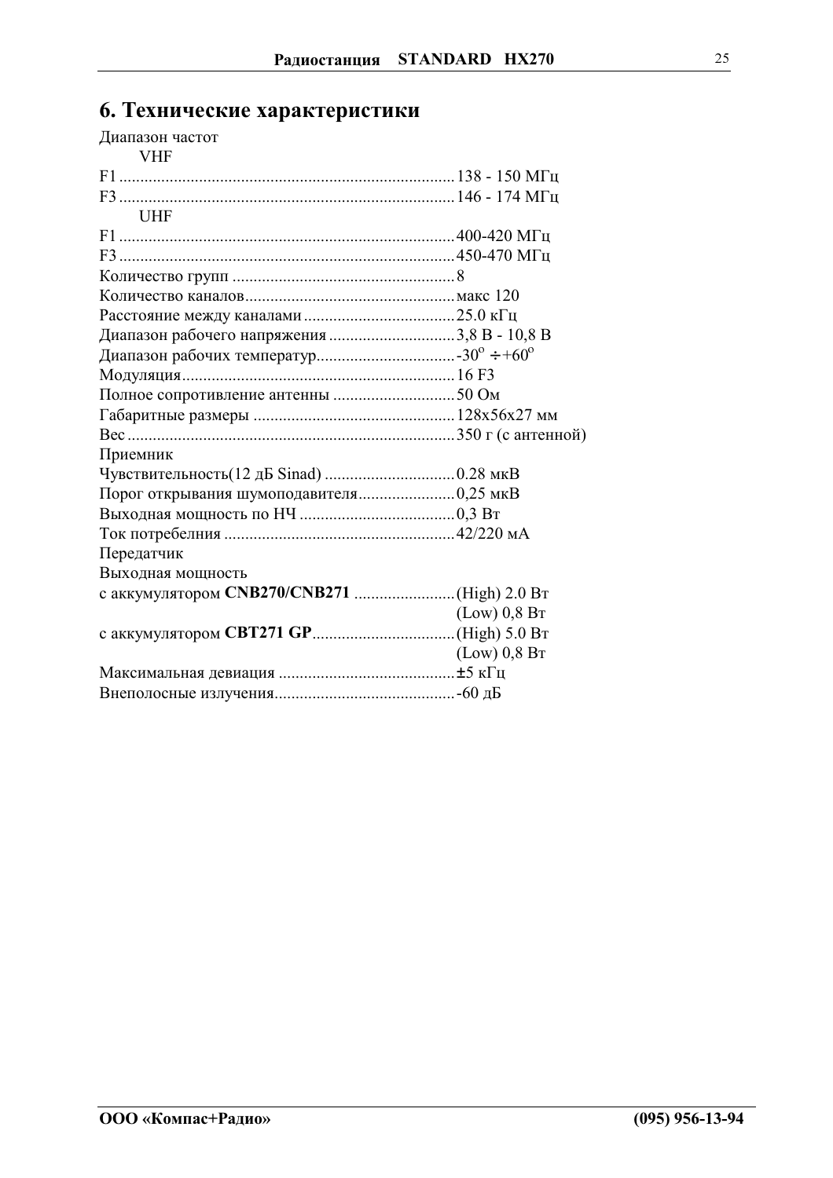# 6. Технические характеристики

Диапазон частот

VHF

F1 ............................................................................... 138 - 150 МГц

F3 ............................................................................... 146 - 174 МГц

UHF

F1 ............................................................................... 400-420 МГц

F3 ............................................................................... 450-470 МГц

Количество групп ..................................................... 8

Количество каналов.................................................. макс 120

Расстояние между каналами .................................... 25.0 кГц

Диапазон рабочего напряжения .............................. 3,8 В - 10,8 В

Диапазон рабочих температур................................. $-30^o \div +60^o$

Модуляция................................................................. 16 F3

Полное сопротивление антенны ............................. 50 Ом

Габаритные размеры ................................................ 128х56х27 мм

Вес ............................................................................. 350 г (с антенной)

Приемник

Чувствительность(12 дБ Sinad) ............................... 0.28 мкВ

Порог открывания шумоподавителя....................... 0,25 мкВ

Выходная мощность по НЧ ..................................... 0,3 Вт

Ток потребелния ....................................................... 42/220 мА

Передатчик

Выходная мощность

с аккумулятором **CNB270/CNB271** ........................ (High) 2.0 Вт
(Low) 0,8 Вт

с аккумулятором **CBT271 GP**.................................. (High) 5.0 Вт
(Low) 0,8 Вт

Максимальная девиация .......................................... ±5 кГц

Внеполосные излучения........................................... -60 дБ